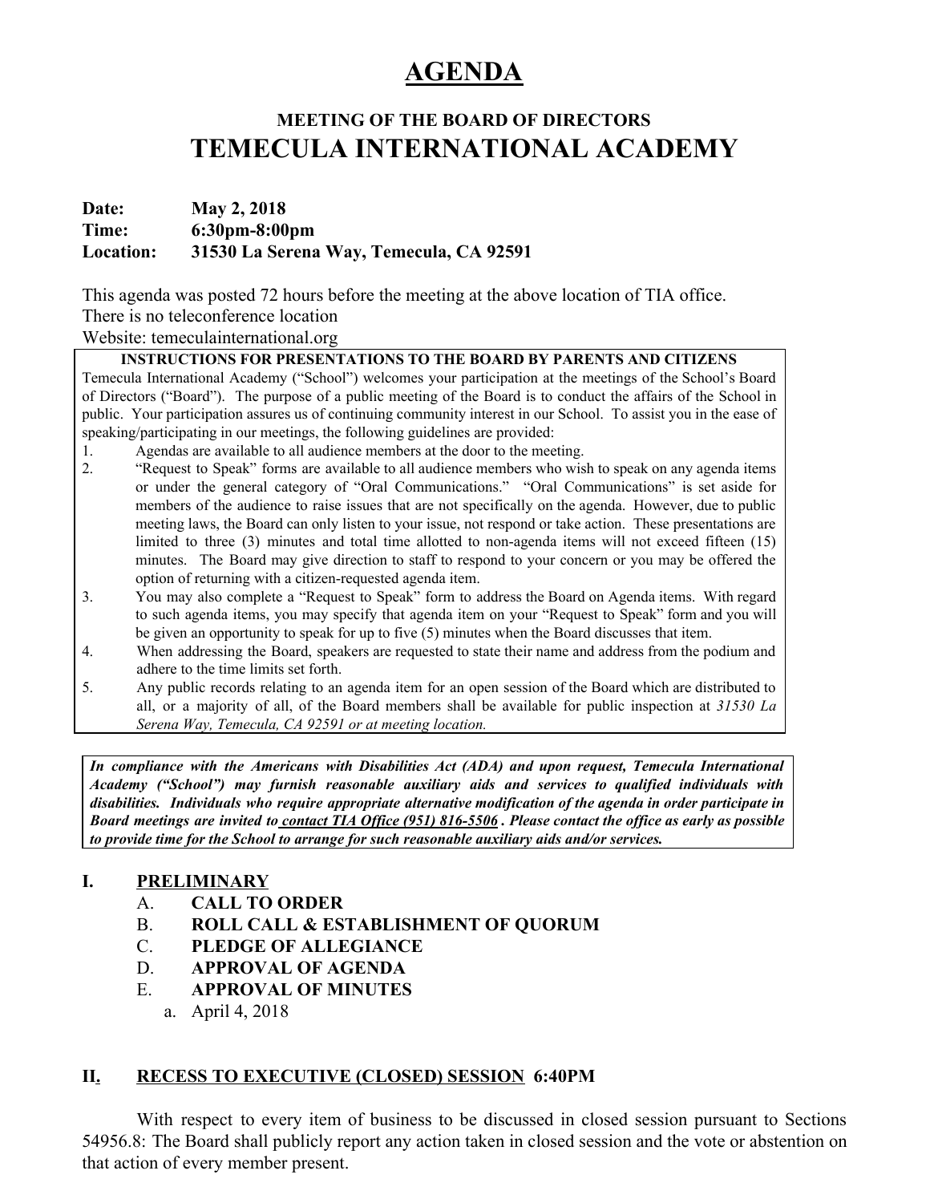# AGENDA

## MEETING OF THE BOARD OF DIRECTORS

# TEMECULA INTERNATIONAL ACADEMY

**Date:** **May 2, 2018**
**Time:** **6:30pm-8:00pm**
**Location:** **31530 La Serena Way, Temecula, CA 92591**

This agenda was posted 72 hours before the meeting at the above location of TIA office.
There is no teleconference location
Website: temeculainternational.org

**INSTRUCTIONS FOR PRESENTATIONS TO THE BOARD BY PARENTS AND CITIZENS**

Temecula International Academy ("School") welcomes your participation at the meetings of the School's Board of Directors ("Board"). The purpose of a public meeting of the Board is to conduct the affairs of the School in public. Your participation assures us of continuing community interest in our School. To assist you in the ease of speaking/participating in our meetings, the following guidelines are provided:

1. Agendas are available to all audience members at the door to the meeting.
2. "Request to Speak" forms are available to all audience members who wish to speak on any agenda items or under the general category of "Oral Communications." "Oral Communications" is set aside for members of the audience to raise issues that are not specifically on the agenda. However, due to public meeting laws, the Board can only listen to your issue, not respond or take action. These presentations are limited to three (3) minutes and total time allotted to non-agenda items will not exceed fifteen (15) minutes. The Board may give direction to staff to respond to your concern or you may be offered the option of returning with a citizen-requested agenda item.
3. You may also complete a "Request to Speak" form to address the Board on Agenda items. With regard to such agenda items, you may specify that agenda item on your "Request to Speak" form and you will be given an opportunity to speak for up to five (5) minutes when the Board discusses that item.
4. When addressing the Board, speakers are requested to state their name and address from the podium and adhere to the time limits set forth.
5. Any public records relating to an agenda item for an open session of the Board which are distributed to all, or a majority of all, of the Board members shall be available for public inspection at *31530 La Serena Way, Temecula, CA 92591 or at meeting location.*

***In compliance with the Americans with Disabilities Act (ADA) and upon request, Temecula International Academy ("School") may furnish reasonable auxiliary aids and services to qualified individuals with disabilities. Individuals who require appropriate alternative modification of the agenda in order participate in Board meetings are invited to contact TIA Office (951) 816-5506 . Please contact the office as early as possible to provide time for the School to arrange for such reasonable auxiliary aids and/or services.***

## I. PRELIMINARY

A. **CALL TO ORDER**
B. **ROLL CALL & ESTABLISHMENT OF QUORUM**
C. **PLEDGE OF ALLEGIANCE**
D. **APPROVAL OF AGENDA**
E. **APPROVAL OF MINUTES**
  a. April 4, 2018

## II. RECESS TO EXECUTIVE (CLOSED) SESSION 6:40PM

With respect to every item of business to be discussed in closed session pursuant to Sections 54956.8: The Board shall publicly report any action taken in closed session and the vote or abstention on that action of every member present.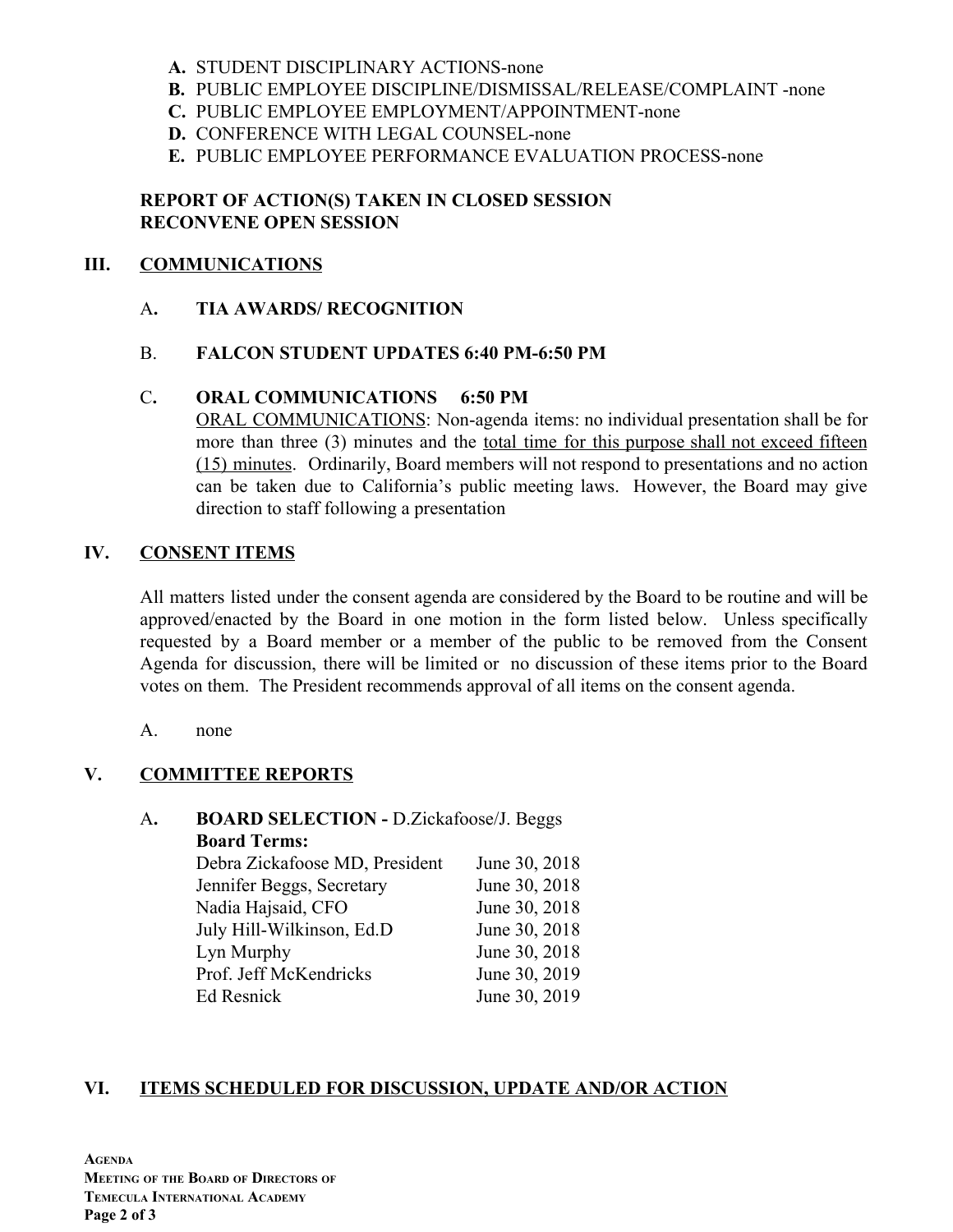**A.** STUDENT DISCIPLINARY ACTIONS-none
**B.** PUBLIC EMPLOYEE DISCIPLINE/DISMISSAL/RELEASE/COMPLAINT -none
**C.** PUBLIC EMPLOYEE EMPLOYMENT/APPOINTMENT-none
**D.** CONFERENCE WITH LEGAL COUNSEL-none
**E.** PUBLIC EMPLOYEE PERFORMANCE EVALUATION PROCESS-none

**REPORT OF ACTION(S) TAKEN IN CLOSED SESSION**
**RECONVENE OPEN SESSION**

## III. COMMUNICATIONS

A**.** **TIA AWARDS/ RECOGNITION**

B. **FALCON STUDENT UPDATES 6:40 PM-6:50 PM**

C**.** **ORAL COMMUNICATIONS 6:50 PM**
ORAL COMMUNICATIONS: Non-agenda items: no individual presentation shall be for more than three (3) minutes and the total time for this purpose shall not exceed fifteen (15) minutes. Ordinarily, Board members will not respond to presentations and no action can be taken due to California's public meeting laws. However, the Board may give direction to staff following a presentation

## IV. CONSENT ITEMS

All matters listed under the consent agenda are considered by the Board to be routine and will be approved/enacted by the Board in one motion in the form listed below. Unless specifically requested by a Board member or a member of the public to be removed from the Consent Agenda for discussion, there will be limited or no discussion of these items prior to the Board votes on them. The President recommends approval of all items on the consent agenda.

A. none

## V. COMMITTEE REPORTS

A**.** **BOARD SELECTION -** D.Zickafoose/J. Beggs
**Board Terms:**

| | |
|---|---|
| Debra Zickafoose MD, President | June 30, 2018 |
| Jennifer Beggs, Secretary | June 30, 2018 |
| Nadia Hajsaid, CFO | June 30, 2018 |
| July Hill-Wilkinson, Ed.D | June 30, 2018 |
| Lyn Murphy | June 30, 2018 |
| Prof. Jeff McKendricks | June 30, 2019 |
| Ed Resnick | June 30, 2019 |

## VI. ITEMS SCHEDULED FOR DISCUSSION, UPDATE AND/OR ACTION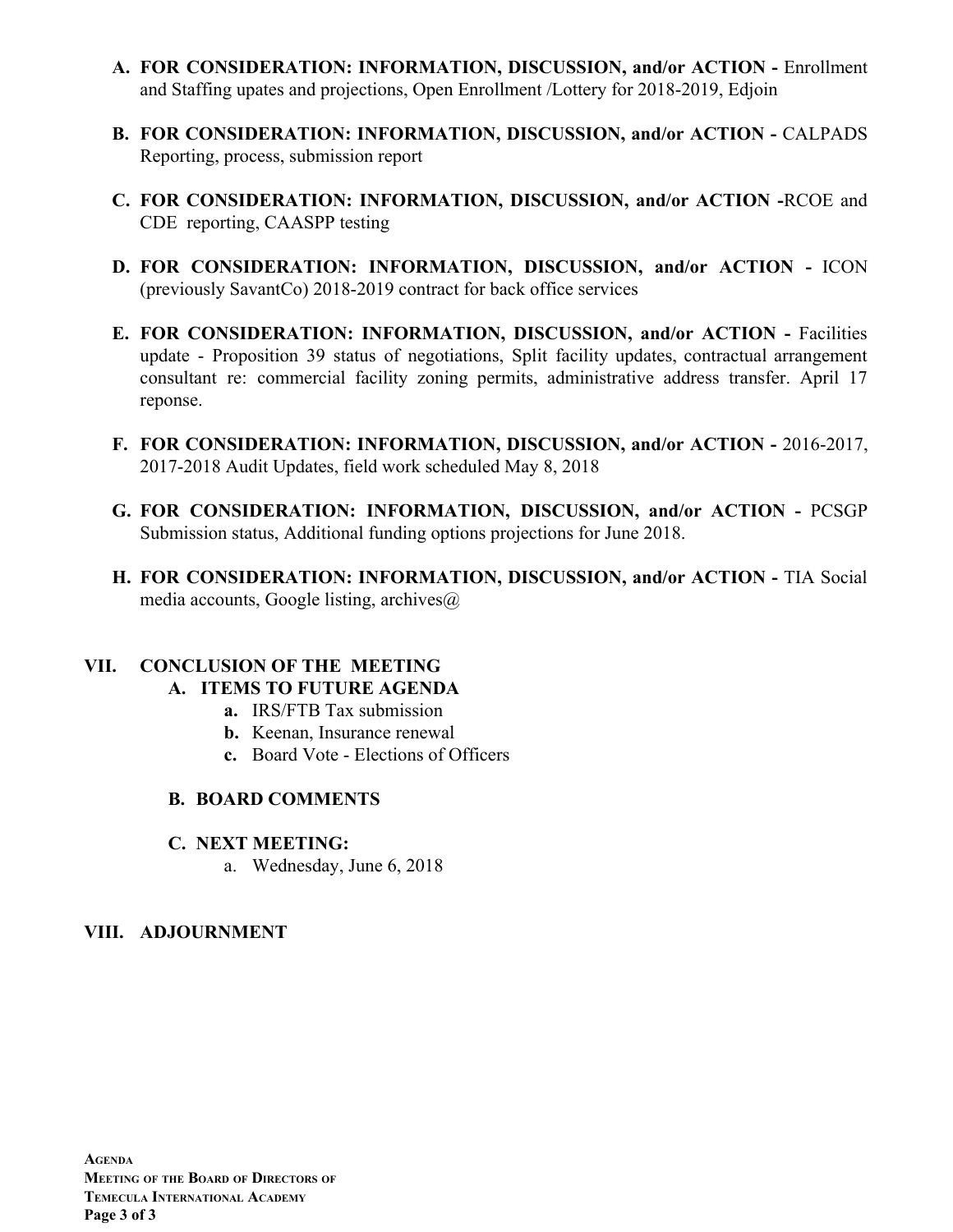A. **FOR CONSIDERATION: INFORMATION, DISCUSSION, and/or ACTION -** Enrollment and Staffing upates and projections, Open Enrollment /Lottery for 2018-2019, Edjoin

B. **FOR CONSIDERATION: INFORMATION, DISCUSSION, and/or ACTION -** CALPADS Reporting, process, submission report

C. **FOR CONSIDERATION: INFORMATION, DISCUSSION, and/or ACTION -**RCOE and CDE reporting, CAASPP testing

D. **FOR CONSIDERATION: INFORMATION, DISCUSSION, and/or ACTION -** ICON (previously SavantCo) 2018-2019 contract for back office services

E. **FOR CONSIDERATION: INFORMATION, DISCUSSION, and/or ACTION -** Facilities update - Proposition 39 status of negotiations, Split facility updates, contractual arrangement consultant re: commercial facility zoning permits, administrative address transfer. April 17 reponse.

F. **FOR CONSIDERATION: INFORMATION, DISCUSSION, and/or ACTION -** 2016-2017, 2017-2018 Audit Updates, field work scheduled May 8, 2018

G. **FOR CONSIDERATION: INFORMATION, DISCUSSION, and/or ACTION -** PCSGP Submission status, Additional funding options projections for June 2018.

H. **FOR CONSIDERATION: INFORMATION, DISCUSSION, and/or ACTION -** TIA Social media accounts, Google listing, archives@

## VII. CONCLUSION OF THE MEETING

### A. ITEMS TO FUTURE AGENDA

- **a.** IRS/FTB Tax submission
- **b.** Keenan, Insurance renewal
- **c.** Board Vote - Elections of Officers

### B. BOARD COMMENTS

### C. NEXT MEETING:

- a. Wednesday, June 6, 2018

## VIII. ADJOURNMENT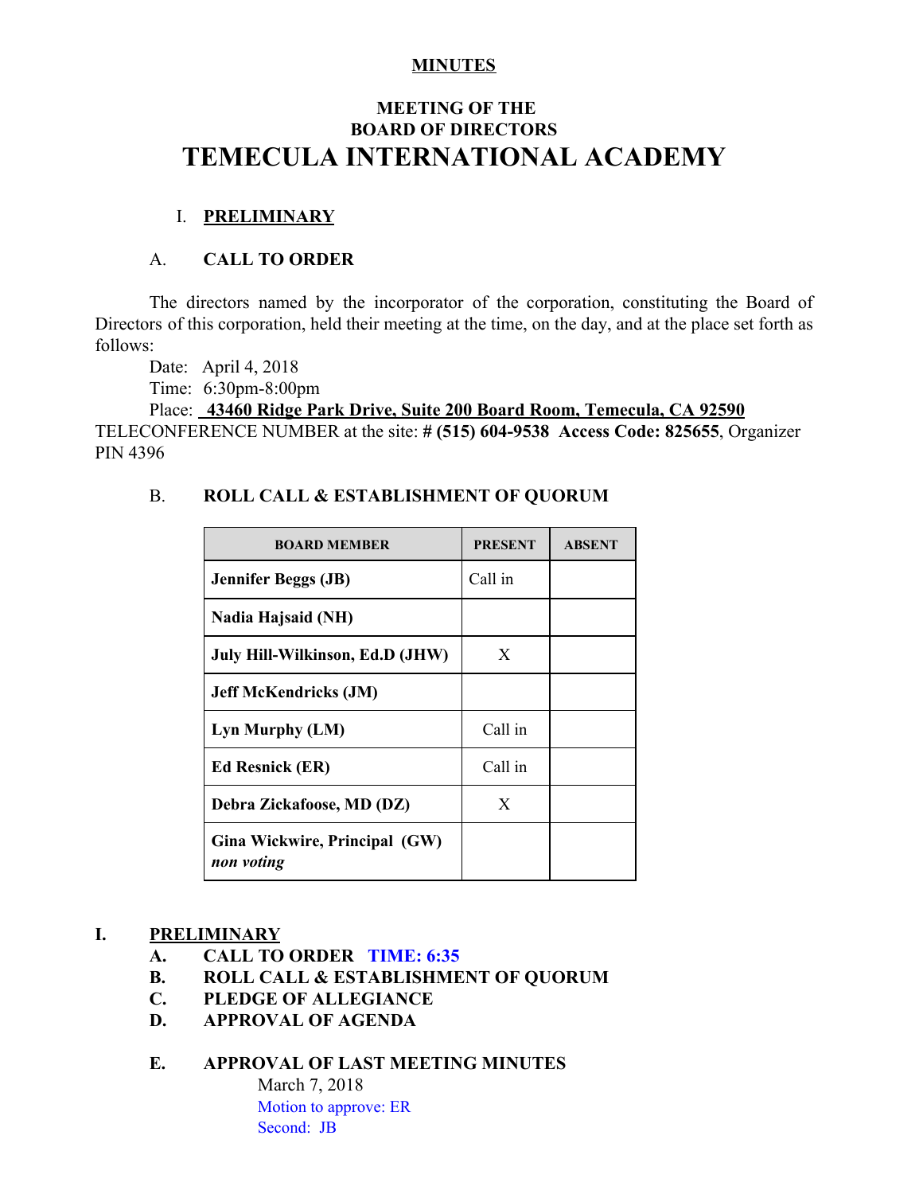**MINUTES**

**MEETING OF THE**
**BOARD OF DIRECTORS**

# TEMECULA INTERNATIONAL ACADEMY

## I. PRELIMINARY

### A. CALL TO ORDER

The directors named by the incorporator of the corporation, constituting the Board of Directors of this corporation, held their meeting at the time, on the day, and at the place set forth as follows:

Date: April 4, 2018

Time: 6:30pm-8:00pm

Place: **43460 Ridge Park Drive, Suite 200 Board Room, Temecula, CA 92590**

TELECONFERENCE NUMBER at the site: **# (515) 604-9538 Access Code: 825655**, Organizer PIN 4396

### B. ROLL CALL & ESTABLISHMENT OF QUORUM

| BOARD MEMBER | PRESENT | ABSENT |
|---|---|---|
| **Jennifer Beggs (JB)** | Call in | |
| **Nadia Hajsaid (NH)** | | |
| **July Hill-Wilkinson, Ed.D (JHW)** | X | |
| **Jeff McKendricks (JM)** | | |
| **Lyn Murphy (LM)** | Call in | |
| **Ed Resnick (ER)** | Call in | |
| **Debra Zickafoose, MD (DZ)** | X | |
| **Gina Wickwire, Principal (GW)** *non voting* | | |

## I. PRELIMINARY

**A. CALL TO ORDER** TIME: 6:35

**B. ROLL CALL & ESTABLISHMENT OF QUORUM**

**C. PLEDGE OF ALLEGIANCE**

**D. APPROVAL OF AGENDA**

**E. APPROVAL OF LAST MEETING MINUTES**

March 7, 2018

Motion to approve: ER

Second: JB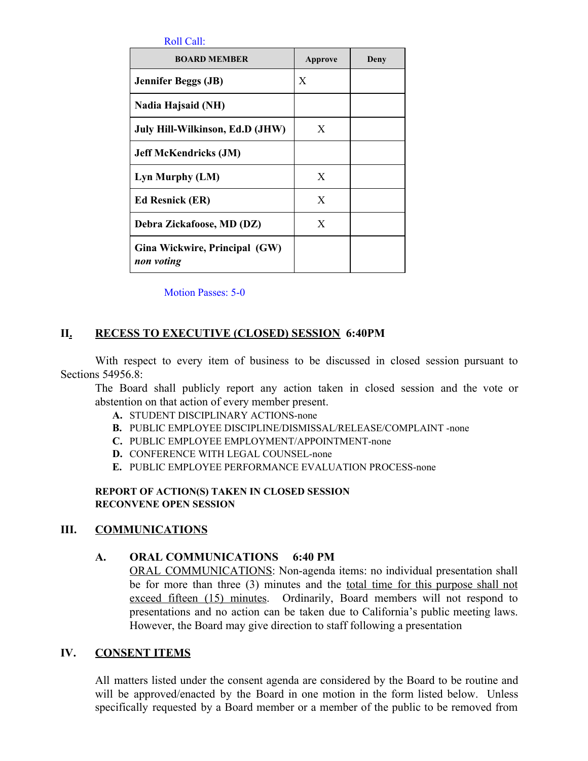Roll Call:

| BOARD MEMBER | Approve | Deny |
|---|---|---|
| **Jennifer Beggs (JB)** | X | |
| **Nadia Hajsaid (NH)** | | |
| **July Hill-Wilkinson, Ed.D (JHW)** | X | |
| **Jeff McKendricks (JM)** | | |
| **Lyn Murphy (LM)** | X | |
| **Ed Resnick (ER)** | X | |
| **Debra Zickafoose, MD (DZ)** | X | |
| **Gina Wickwire, Principal (GW)** ***non voting*** | | |

Motion Passes: 5-0

## II. RECESS TO EXECUTIVE (CLOSED) SESSION 6:40PM

With respect to every item of business to be discussed in closed session pursuant to Sections 54956.8:

The Board shall publicly report any action taken in closed session and the vote or abstention on that action of every member present.

- **A.** STUDENT DISCIPLINARY ACTIONS-none
- **B.** PUBLIC EMPLOYEE DISCIPLINE/DISMISSAL/RELEASE/COMPLAINT -none
- **C.** PUBLIC EMPLOYEE EMPLOYMENT/APPOINTMENT-none
- **D.** CONFERENCE WITH LEGAL COUNSEL-none
- **E.** PUBLIC EMPLOYEE PERFORMANCE EVALUATION PROCESS-none

**REPORT OF ACTION(S) TAKEN IN CLOSED SESSION**
**RECONVENE OPEN SESSION**

## III. COMMUNICATIONS

### A. ORAL COMMUNICATIONS 6:40 PM

ORAL COMMUNICATIONS: Non-agenda items: no individual presentation shall be for more than three (3) minutes and the total time for this purpose shall not exceed fifteen (15) minutes. Ordinarily, Board members will not respond to presentations and no action can be taken due to California's public meeting laws. However, the Board may give direction to staff following a presentation

## IV. CONSENT ITEMS

All matters listed under the consent agenda are considered by the Board to be routine and will be approved/enacted by the Board in one motion in the form listed below. Unless specifically requested by a Board member or a member of the public to be removed from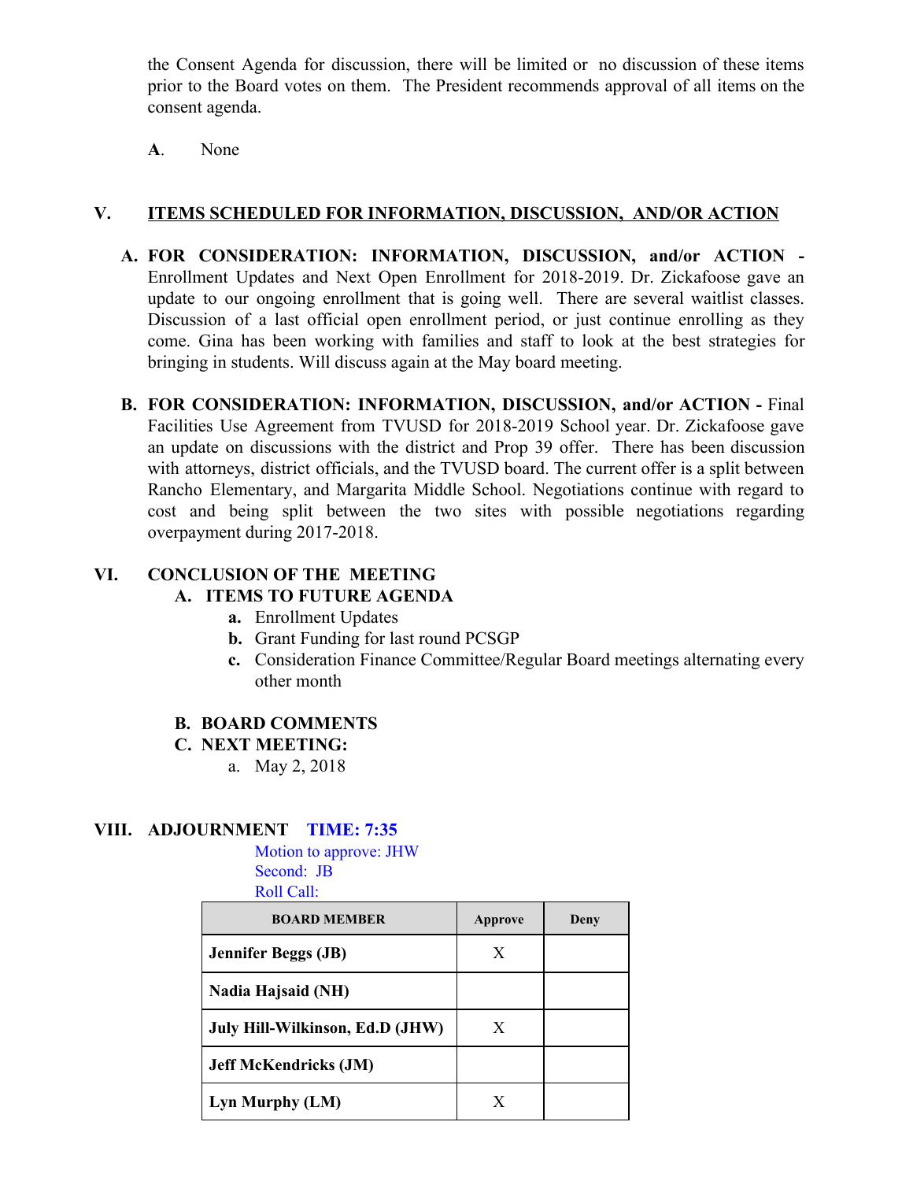the Consent Agenda for discussion, there will be limited or no discussion of these items prior to the Board votes on them. The President recommends approval of all items on the consent agenda.

**A**. None

## V. ITEMS SCHEDULED FOR INFORMATION, DISCUSSION, AND/OR ACTION

**A. FOR CONSIDERATION: INFORMATION, DISCUSSION, and/or ACTION -** Enrollment Updates and Next Open Enrollment for 2018-2019. Dr. Zickafoose gave an update to our ongoing enrollment that is going well. There are several waitlist classes. Discussion of a last official open enrollment period, or just continue enrolling as they come. Gina has been working with families and staff to look at the best strategies for bringing in students. Will discuss again at the May board meeting.

**B. FOR CONSIDERATION: INFORMATION, DISCUSSION, and/or ACTION -** Final Facilities Use Agreement from TVUSD for 2018-2019 School year. Dr. Zickafoose gave an update on discussions with the district and Prop 39 offer. There has been discussion with attorneys, district officials, and the TVUSD board. The current offer is a split between Rancho Elementary, and Margarita Middle School. Negotiations continue with regard to cost and being split between the two sites with possible negotiations regarding overpayment during 2017-2018.

## VI. CONCLUSION OF THE MEETING

### A. ITEMS TO FUTURE AGENDA

- **a.** Enrollment Updates
- **b.** Grant Funding for last round PCSGP
- **c.** Consideration Finance Committee/Regular Board meetings alternating every other month

### B. BOARD COMMENTS

### C. NEXT MEETING:

a. May 2, 2018

## VIII. ADJOURNMENT TIME: 7:35

Motion to approve: JHW
Second: JB
Roll Call:

| BOARD MEMBER | Approve | Deny |
|---|---|---|
| **Jennifer Beggs (JB)** | X | |
| **Nadia Hajsaid (NH)** | | |
| **July Hill-Wilkinson, Ed.D (JHW)** | X | |
| **Jeff McKendricks (JM)** | | |
| **Lyn Murphy (LM)** | X | |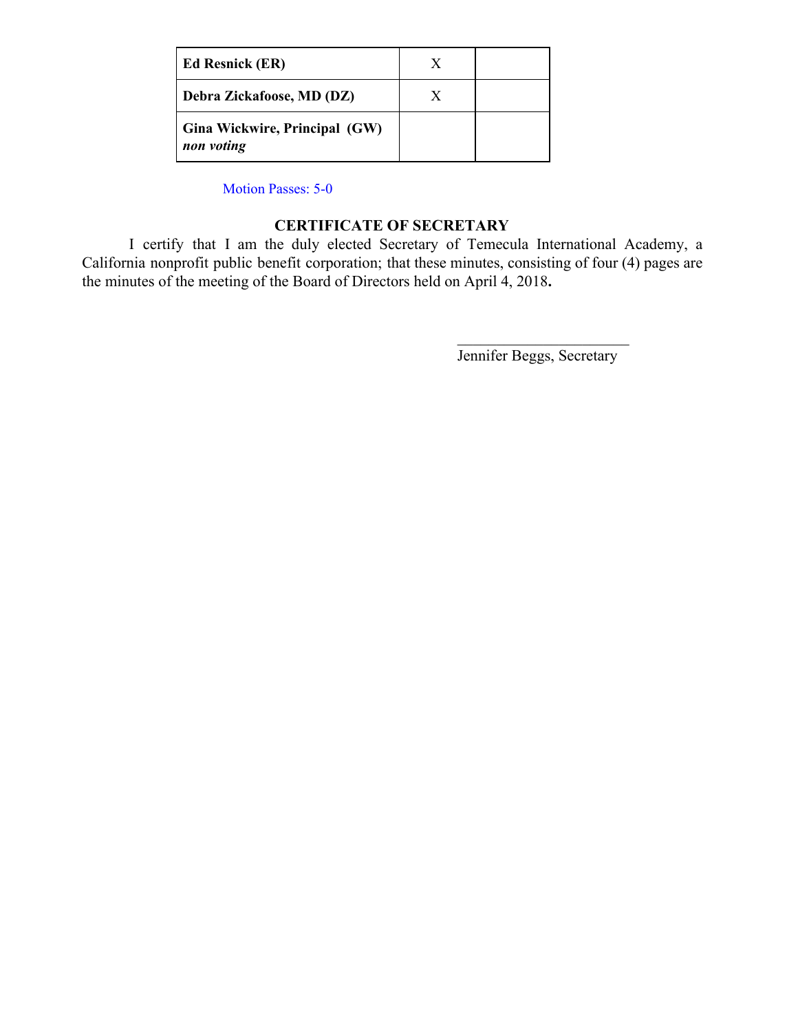| | | |
|---|---|---|
| **Ed Resnick (ER)** | X | |
| **Debra Zickafoose, MD (DZ)** | X | |
| **Gina Wickwire, Principal (GW)** ***non voting*** | | |

Motion Passes: 5-0

**CERTIFICATE OF SECRETARY**

I certify that I am the duly elected Secretary of Temecula International Academy, a California nonprofit public benefit corporation; that these minutes, consisting of four (4) pages are the minutes of the meeting of the Board of Directors held on April 4, 2018**.**

______________________
Jennifer Beggs, Secretary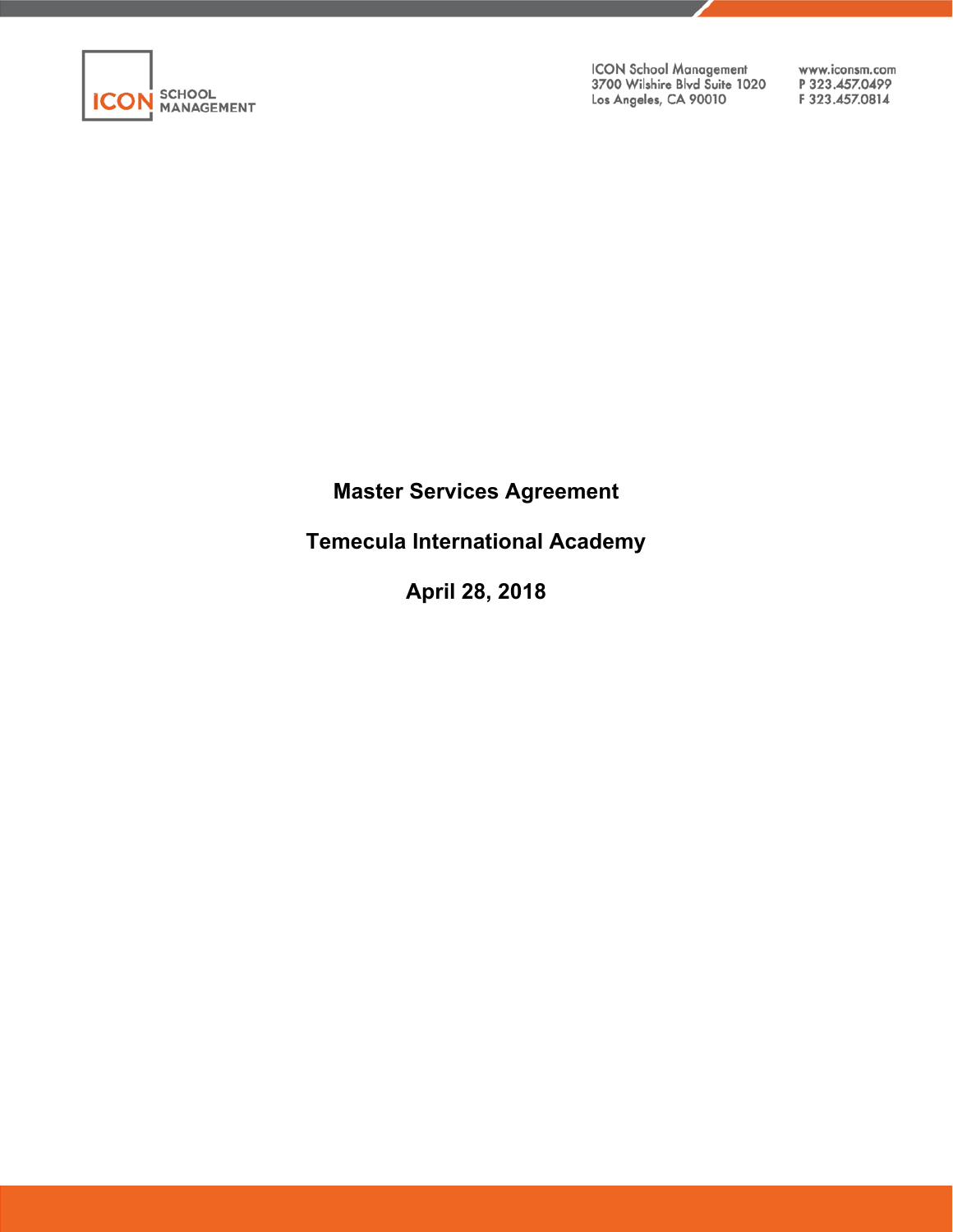# Master Services Agreement

## Temecula International Academy

## April 28, 2018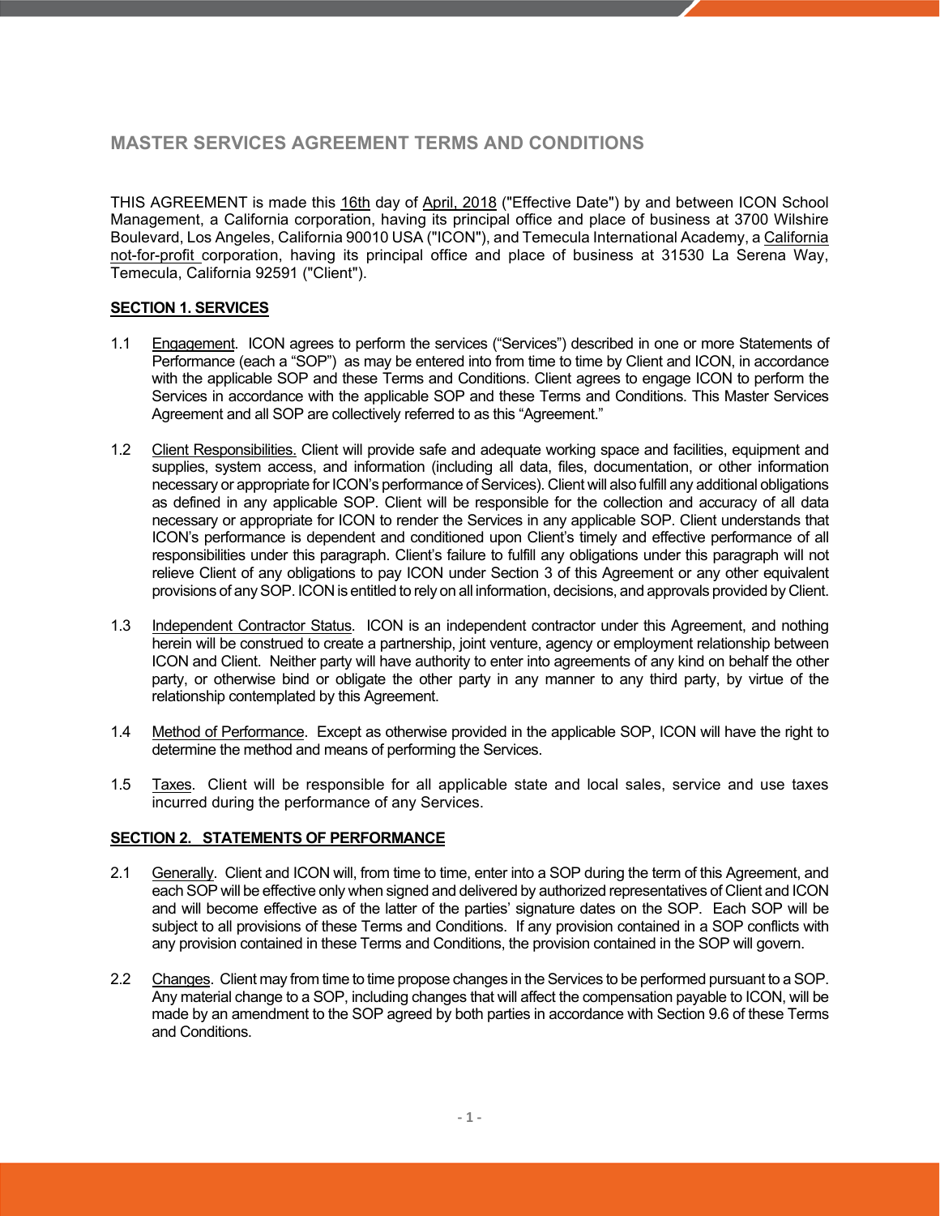## MASTER SERVICES AGREEMENT TERMS AND CONDITIONS

THIS AGREEMENT is made this 16th day of April, 2018 ("Effective Date") by and between ICON School Management, a California corporation, having its principal office and place of business at 3700 Wilshire Boulevard, Los Angeles, California 90010 USA ("ICON"), and Temecula International Academy, a California not-for-profit corporation, having its principal office and place of business at 31530 La Serena Way, Temecula, California 92591 ("Client").

**SECTION 1. SERVICES**

1.1 Engagement. ICON agrees to perform the services ("Services") described in one or more Statements of Performance (each a "SOP") as may be entered into from time to time by Client and ICON, in accordance with the applicable SOP and these Terms and Conditions. Client agrees to engage ICON to perform the Services in accordance with the applicable SOP and these Terms and Conditions. This Master Services Agreement and all SOP are collectively referred to as this "Agreement."

1.2 Client Responsibilities. Client will provide safe and adequate working space and facilities, equipment and supplies, system access, and information (including all data, files, documentation, or other information necessary or appropriate for ICON's performance of Services). Client will also fulfill any additional obligations as defined in any applicable SOP. Client will be responsible for the collection and accuracy of all data necessary or appropriate for ICON to render the Services in any applicable SOP. Client understands that ICON's performance is dependent and conditioned upon Client's timely and effective performance of all responsibilities under this paragraph. Client's failure to fulfill any obligations under this paragraph will not relieve Client of any obligations to pay ICON under Section 3 of this Agreement or any other equivalent provisions of any SOP. ICON is entitled to rely on all information, decisions, and approvals provided by Client.

1.3 Independent Contractor Status. ICON is an independent contractor under this Agreement, and nothing herein will be construed to create a partnership, joint venture, agency or employment relationship between ICON and Client. Neither party will have authority to enter into agreements of any kind on behalf the other party, or otherwise bind or obligate the other party in any manner to any third party, by virtue of the relationship contemplated by this Agreement.

1.4 Method of Performance. Except as otherwise provided in the applicable SOP, ICON will have the right to determine the method and means of performing the Services.

1.5 Taxes. Client will be responsible for all applicable state and local sales, service and use taxes incurred during the performance of any Services.

**SECTION 2. STATEMENTS OF PERFORMANCE**

2.1 Generally. Client and ICON will, from time to time, enter into a SOP during the term of this Agreement, and each SOP will be effective only when signed and delivered by authorized representatives of Client and ICON and will become effective as of the latter of the parties' signature dates on the SOP. Each SOP will be subject to all provisions of these Terms and Conditions. If any provision contained in a SOP conflicts with any provision contained in these Terms and Conditions, the provision contained in the SOP will govern.

2.2 Changes. Client may from time to time propose changes in the Services to be performed pursuant to a SOP. Any material change to a SOP, including changes that will affect the compensation payable to ICON, will be made by an amendment to the SOP agreed by both parties in accordance with Section 9.6 of these Terms and Conditions.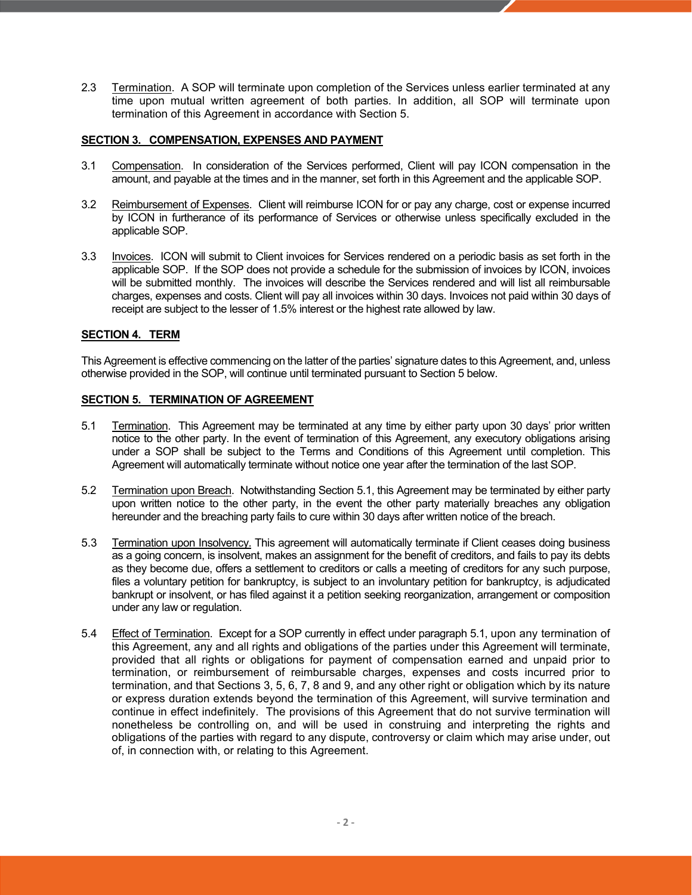2.3 Termination. A SOP will terminate upon completion of the Services unless earlier terminated at any time upon mutual written agreement of both parties. In addition, all SOP will terminate upon termination of this Agreement in accordance with Section 5.

**SECTION 3. COMPENSATION, EXPENSES AND PAYMENT**

3.1 Compensation. In consideration of the Services performed, Client will pay ICON compensation in the amount, and payable at the times and in the manner, set forth in this Agreement and the applicable SOP.

3.2 Reimbursement of Expenses. Client will reimburse ICON for or pay any charge, cost or expense incurred by ICON in furtherance of its performance of Services or otherwise unless specifically excluded in the applicable SOP.

3.3 Invoices. ICON will submit to Client invoices for Services rendered on a periodic basis as set forth in the applicable SOP. If the SOP does not provide a schedule for the submission of invoices by ICON, invoices will be submitted monthly. The invoices will describe the Services rendered and will list all reimbursable charges, expenses and costs. Client will pay all invoices within 30 days. Invoices not paid within 30 days of receipt are subject to the lesser of 1.5% interest or the highest rate allowed by law.

**SECTION 4. TERM**

This Agreement is effective commencing on the latter of the parties' signature dates to this Agreement, and, unless otherwise provided in the SOP, will continue until terminated pursuant to Section 5 below.

**SECTION 5. TERMINATION OF AGREEMENT**

5.1 Termination. This Agreement may be terminated at any time by either party upon 30 days' prior written notice to the other party. In the event of termination of this Agreement, any executory obligations arising under a SOP shall be subject to the Terms and Conditions of this Agreement until completion. This Agreement will automatically terminate without notice one year after the termination of the last SOP.

5.2 Termination upon Breach. Notwithstanding Section 5.1, this Agreement may be terminated by either party upon written notice to the other party, in the event the other party materially breaches any obligation hereunder and the breaching party fails to cure within 30 days after written notice of the breach.

5.3 Termination upon Insolvency. This agreement will automatically terminate if Client ceases doing business as a going concern, is insolvent, makes an assignment for the benefit of creditors, and fails to pay its debts as they become due, offers a settlement to creditors or calls a meeting of creditors for any such purpose, files a voluntary petition for bankruptcy, is subject to an involuntary petition for bankruptcy, is adjudicated bankrupt or insolvent, or has filed against it a petition seeking reorganization, arrangement or composition under any law or regulation.

5.4 Effect of Termination. Except for a SOP currently in effect under paragraph 5.1, upon any termination of this Agreement, any and all rights and obligations of the parties under this Agreement will terminate, provided that all rights or obligations for payment of compensation earned and unpaid prior to termination, or reimbursement of reimbursable charges, expenses and costs incurred prior to termination, and that Sections 3, 5, 6, 7, 8 and 9, and any other right or obligation which by its nature or express duration extends beyond the termination of this Agreement, will survive termination and continue in effect indefinitely. The provisions of this Agreement that do not survive termination will nonetheless be controlling on, and will be used in construing and interpreting the rights and obligations of the parties with regard to any dispute, controversy or claim which may arise under, out of, in connection with, or relating to this Agreement.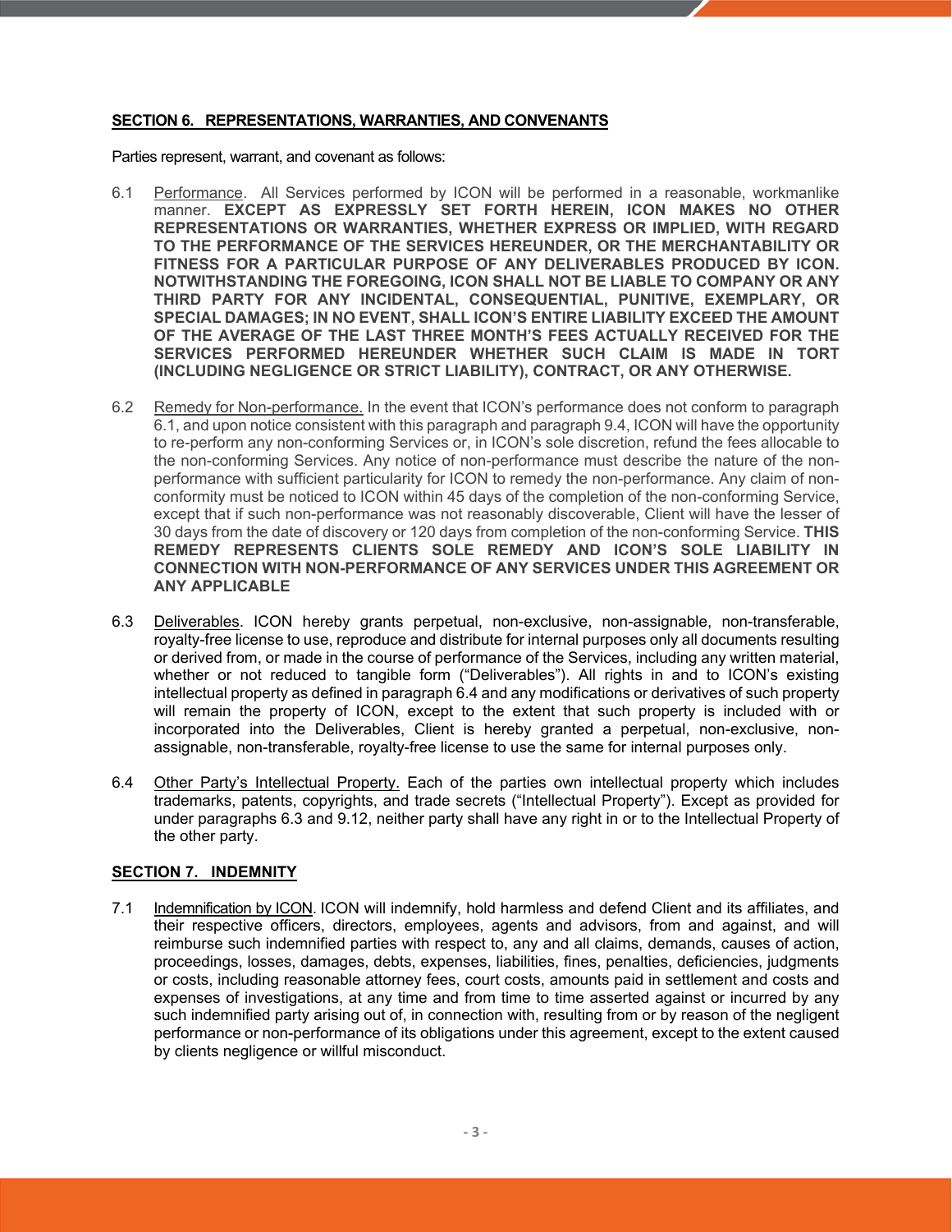**<u>SECTION 6. REPRESENTATIONS, WARRANTIES, AND CONVENANTS</u>**

Parties represent, warrant, and covenant as follows:

6.1 <u>Performance</u>. All Services performed by ICON will be performed in a reasonable, workmanlike manner. **EXCEPT AS EXPRESSLY SET FORTH HEREIN, ICON MAKES NO OTHER REPRESENTATIONS OR WARRANTIES, WHETHER EXPRESS OR IMPLIED, WITH REGARD TO THE PERFORMANCE OF THE SERVICES HEREUNDER, OR THE MERCHANTABILITY OR FITNESS FOR A PARTICULAR PURPOSE OF ANY DELIVERABLES PRODUCED BY ICON. NOTWITHSTANDING THE FOREGOING, ICON SHALL NOT BE LIABLE TO COMPANY OR ANY THIRD PARTY FOR ANY INCIDENTAL, CONSEQUENTIAL, PUNITIVE, EXEMPLARY, OR SPECIAL DAMAGES; IN NO EVENT, SHALL ICON'S ENTIRE LIABILITY EXCEED THE AMOUNT OF THE AVERAGE OF THE LAST THREE MONTH'S FEES ACTUALLY RECEIVED FOR THE SERVICES PERFORMED HEREUNDER WHETHER SUCH CLAIM IS MADE IN TORT (INCLUDING NEGLIGENCE OR STRICT LIABILITY), CONTRACT, OR ANY OTHERWISE.**

6.2 <u>Remedy for Non-performance.</u> In the event that ICON's performance does not conform to paragraph 6.1, and upon notice consistent with this paragraph and paragraph 9.4, ICON will have the opportunity to re-perform any non-conforming Services or, in ICON's sole discretion, refund the fees allocable to the non-conforming Services. Any notice of non-performance must describe the nature of the non-performance with sufficient particularity for ICON to remedy the non-performance. Any claim of non-conformity must be noticed to ICON within 45 days of the completion of the non-conforming Service, except that if such non-performance was not reasonably discoverable, Client will have the lesser of 30 days from the date of discovery or 120 days from completion of the non-conforming Service. **THIS REMEDY REPRESENTS CLIENTS SOLE REMEDY AND ICON'S SOLE LIABILITY IN CONNECTION WITH NON-PERFORMANCE OF ANY SERVICES UNDER THIS AGREEMENT OR ANY APPLICABLE**

6.3 <u>Deliverables</u>. ICON hereby grants perpetual, non-exclusive, non-assignable, non-transferable, royalty-free license to use, reproduce and distribute for internal purposes only all documents resulting or derived from, or made in the course of performance of the Services, including any written material, whether or not reduced to tangible form ("Deliverables"). All rights in and to ICON's existing intellectual property as defined in paragraph 6.4 and any modifications or derivatives of such property will remain the property of ICON, except to the extent that such property is included with or incorporated into the Deliverables, Client is hereby granted a perpetual, non-exclusive, non-assignable, non-transferable, royalty-free license to use the same for internal purposes only.

6.4 <u>Other Party's Intellectual Property.</u> Each of the parties own intellectual property which includes trademarks, patents, copyrights, and trade secrets ("Intellectual Property"). Except as provided for under paragraphs 6.3 and 9.12, neither party shall have any right in or to the Intellectual Property of the other party.

**<u>SECTION 7. INDEMNITY</u>**

7.1 <u>Indemnification by ICON</u>. ICON will indemnify, hold harmless and defend Client and its affiliates, and their respective officers, directors, employees, agents and advisors, from and against, and will reimburse such indemnified parties with respect to, any and all claims, demands, causes of action, proceedings, losses, damages, debts, expenses, liabilities, fines, penalties, deficiencies, judgments or costs, including reasonable attorney fees, court costs, amounts paid in settlement and costs and expenses of investigations, at any time and from time to time asserted against or incurred by any such indemnified party arising out of, in connection with, resulting from or by reason of the negligent performance or non-performance of its obligations under this agreement, except to the extent caused by clients negligence or willful misconduct.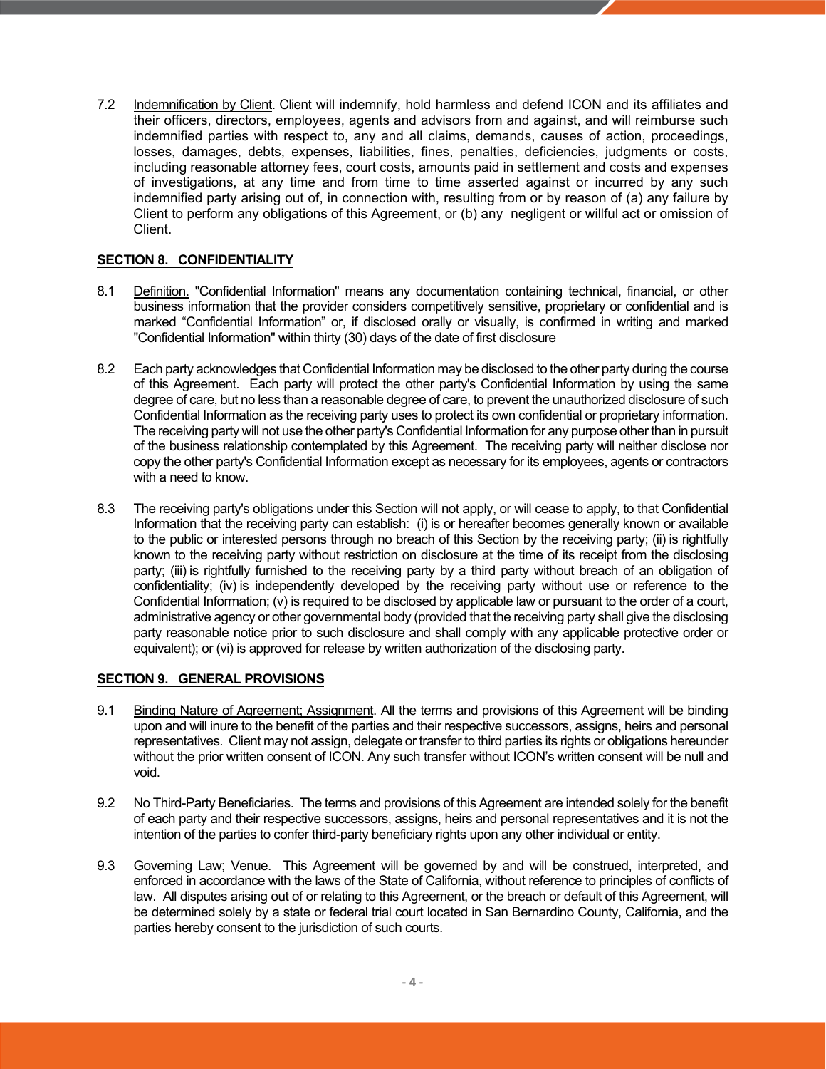7.2 Indemnification by Client. Client will indemnify, hold harmless and defend ICON and its affiliates and their officers, directors, employees, agents and advisors from and against, and will reimburse such indemnified parties with respect to, any and all claims, demands, causes of action, proceedings, losses, damages, debts, expenses, liabilities, fines, penalties, deficiencies, judgments or costs, including reasonable attorney fees, court costs, amounts paid in settlement and costs and expenses of investigations, at any time and from time to time asserted against or incurred by any such indemnified party arising out of, in connection with, resulting from or by reason of (a) any failure by Client to perform any obligations of this Agreement, or (b) any negligent or willful act or omission of Client.

**SECTION 8. CONFIDENTIALITY**

8.1 Definition. "Confidential Information" means any documentation containing technical, financial, or other business information that the provider considers competitively sensitive, proprietary or confidential and is marked "Confidential Information" or, if disclosed orally or visually, is confirmed in writing and marked "Confidential Information" within thirty (30) days of the date of first disclosure

8.2 Each party acknowledges that Confidential Information may be disclosed to the other party during the course of this Agreement. Each party will protect the other party's Confidential Information by using the same degree of care, but no less than a reasonable degree of care, to prevent the unauthorized disclosure of such Confidential Information as the receiving party uses to protect its own confidential or proprietary information. The receiving party will not use the other party's Confidential Information for any purpose other than in pursuit of the business relationship contemplated by this Agreement. The receiving party will neither disclose nor copy the other party's Confidential Information except as necessary for its employees, agents or contractors with a need to know.

8.3 The receiving party's obligations under this Section will not apply, or will cease to apply, to that Confidential Information that the receiving party can establish: (i) is or hereafter becomes generally known or available to the public or interested persons through no breach of this Section by the receiving party; (ii) is rightfully known to the receiving party without restriction on disclosure at the time of its receipt from the disclosing party; (iii) is rightfully furnished to the receiving party by a third party without breach of an obligation of confidentiality; (iv) is independently developed by the receiving party without use or reference to the Confidential Information; (v) is required to be disclosed by applicable law or pursuant to the order of a court, administrative agency or other governmental body (provided that the receiving party shall give the disclosing party reasonable notice prior to such disclosure and shall comply with any applicable protective order or equivalent); or (vi) is approved for release by written authorization of the disclosing party.

**SECTION 9. GENERAL PROVISIONS**

9.1 Binding Nature of Agreement; Assignment. All the terms and provisions of this Agreement will be binding upon and will inure to the benefit of the parties and their respective successors, assigns, heirs and personal representatives. Client may not assign, delegate or transfer to third parties its rights or obligations hereunder without the prior written consent of ICON. Any such transfer without ICON's written consent will be null and void.

9.2 No Third-Party Beneficiaries. The terms and provisions of this Agreement are intended solely for the benefit of each party and their respective successors, assigns, heirs and personal representatives and it is not the intention of the parties to confer third-party beneficiary rights upon any other individual or entity.

9.3 Governing Law; Venue. This Agreement will be governed by and will be construed, interpreted, and enforced in accordance with the laws of the State of California, without reference to principles of conflicts of law. All disputes arising out of or relating to this Agreement, or the breach or default of this Agreement, will be determined solely by a state or federal trial court located in San Bernardino County, California, and the parties hereby consent to the jurisdiction of such courts.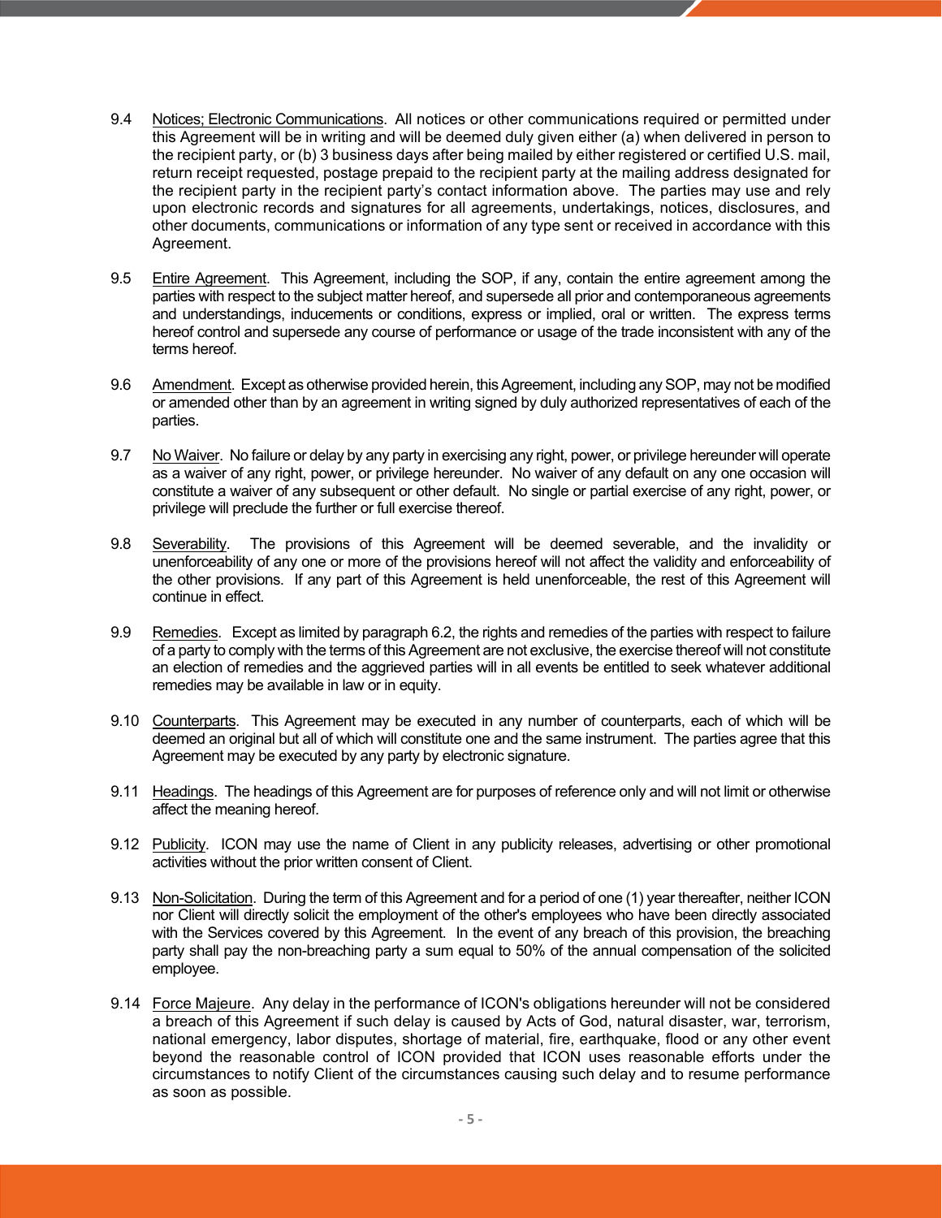9.4 Notices; Electronic Communications. All notices or other communications required or permitted under this Agreement will be in writing and will be deemed duly given either (a) when delivered in person to the recipient party, or (b) 3 business days after being mailed by either registered or certified U.S. mail, return receipt requested, postage prepaid to the recipient party at the mailing address designated for the recipient party in the recipient party's contact information above. The parties may use and rely upon electronic records and signatures for all agreements, undertakings, notices, disclosures, and other documents, communications or information of any type sent or received in accordance with this Agreement.

9.5 Entire Agreement. This Agreement, including the SOP, if any, contain the entire agreement among the parties with respect to the subject matter hereof, and supersede all prior and contemporaneous agreements and understandings, inducements or conditions, express or implied, oral or written. The express terms hereof control and supersede any course of performance or usage of the trade inconsistent with any of the terms hereof.

9.6 Amendment. Except as otherwise provided herein, this Agreement, including any SOP, may not be modified or amended other than by an agreement in writing signed by duly authorized representatives of each of the parties.

9.7 No Waiver. No failure or delay by any party in exercising any right, power, or privilege hereunder will operate as a waiver of any right, power, or privilege hereunder. No waiver of any default on any one occasion will constitute a waiver of any subsequent or other default. No single or partial exercise of any right, power, or privilege will preclude the further or full exercise thereof.

9.8 Severability. The provisions of this Agreement will be deemed severable, and the invalidity or unenforceability of any one or more of the provisions hereof will not affect the validity and enforceability of the other provisions. If any part of this Agreement is held unenforceable, the rest of this Agreement will continue in effect.

9.9 Remedies. Except as limited by paragraph 6.2, the rights and remedies of the parties with respect to failure of a party to comply with the terms of this Agreement are not exclusive, the exercise thereof will not constitute an election of remedies and the aggrieved parties will in all events be entitled to seek whatever additional remedies may be available in law or in equity.

9.10 Counterparts. This Agreement may be executed in any number of counterparts, each of which will be deemed an original but all of which will constitute one and the same instrument. The parties agree that this Agreement may be executed by any party by electronic signature.

9.11 Headings. The headings of this Agreement are for purposes of reference only and will not limit or otherwise affect the meaning hereof.

9.12 Publicity. ICON may use the name of Client in any publicity releases, advertising or other promotional activities without the prior written consent of Client.

9.13 Non-Solicitation. During the term of this Agreement and for a period of one (1) year thereafter, neither ICON nor Client will directly solicit the employment of the other's employees who have been directly associated with the Services covered by this Agreement. In the event of any breach of this provision, the breaching party shall pay the non-breaching party a sum equal to 50% of the annual compensation of the solicited employee.

9.14 Force Majeure. Any delay in the performance of ICON's obligations hereunder will not be considered a breach of this Agreement if such delay is caused by Acts of God, natural disaster, war, terrorism, national emergency, labor disputes, shortage of material, fire, earthquake, flood or any other event beyond the reasonable control of ICON provided that ICON uses reasonable efforts under the circumstances to notify Client of the circumstances causing such delay and to resume performance as soon as possible.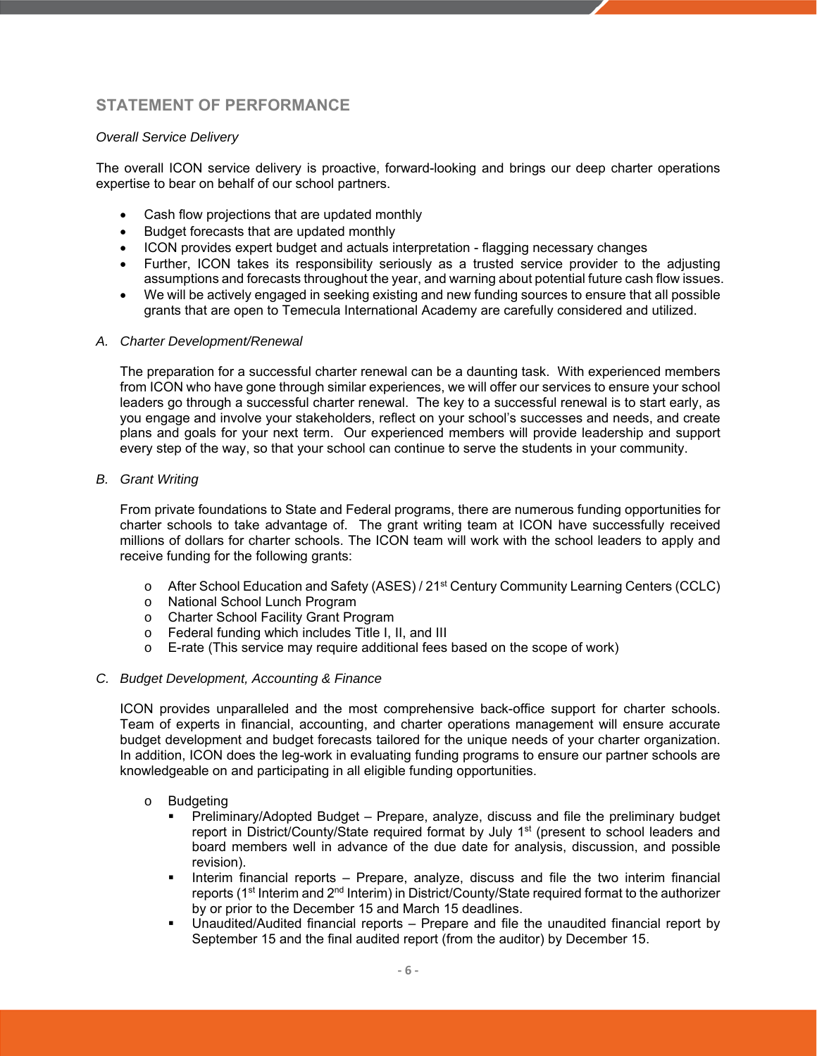## STATEMENT OF PERFORMANCE

*Overall Service Delivery*

The overall ICON service delivery is proactive, forward-looking and brings our deep charter operations expertise to bear on behalf of our school partners.

- Cash flow projections that are updated monthly
- Budget forecasts that are updated monthly
- ICON provides expert budget and actuals interpretation - flagging necessary changes
- Further, ICON takes its responsibility seriously as a trusted service provider to the adjusting assumptions and forecasts throughout the year, and warning about potential future cash flow issues.
- We will be actively engaged in seeking existing and new funding sources to ensure that all possible grants that are open to Temecula International Academy are carefully considered and utilized.

*A. Charter Development/Renewal*

The preparation for a successful charter renewal can be a daunting task. With experienced members from ICON who have gone through similar experiences, we will offer our services to ensure your school leaders go through a successful charter renewal. The key to a successful renewal is to start early, as you engage and involve your stakeholders, reflect on your school's successes and needs, and create plans and goals for your next term. Our experienced members will provide leadership and support every step of the way, so that your school can continue to serve the students in your community.

*B. Grant Writing*

From private foundations to State and Federal programs, there are numerous funding opportunities for charter schools to take advantage of. The grant writing team at ICON have successfully received millions of dollars for charter schools. The ICON team will work with the school leaders to apply and receive funding for the following grants:

- After School Education and Safety (ASES) / 21st Century Community Learning Centers (CCLC)
- National School Lunch Program
- Charter School Facility Grant Program
- Federal funding which includes Title I, II, and III
- E-rate (This service may require additional fees based on the scope of work)

*C. Budget Development, Accounting & Finance*

ICON provides unparalleled and the most comprehensive back-office support for charter schools. Team of experts in financial, accounting, and charter operations management will ensure accurate budget development and budget forecasts tailored for the unique needs of your charter organization. In addition, ICON does the leg-work in evaluating funding programs to ensure our partner schools are knowledgeable on and participating in all eligible funding opportunities.

- Budgeting
  - Preliminary/Adopted Budget – Prepare, analyze, discuss and file the preliminary budget report in District/County/State required format by July 1st (present to school leaders and board members well in advance of the due date for analysis, discussion, and possible revision).
  - Interim financial reports – Prepare, analyze, discuss and file the two interim financial reports (1st Interim and 2nd Interim) in District/County/State required format to the authorizer by or prior to the December 15 and March 15 deadlines.
  - Unaudited/Audited financial reports – Prepare and file the unaudited financial report by September 15 and the final audited report (from the auditor) by December 15.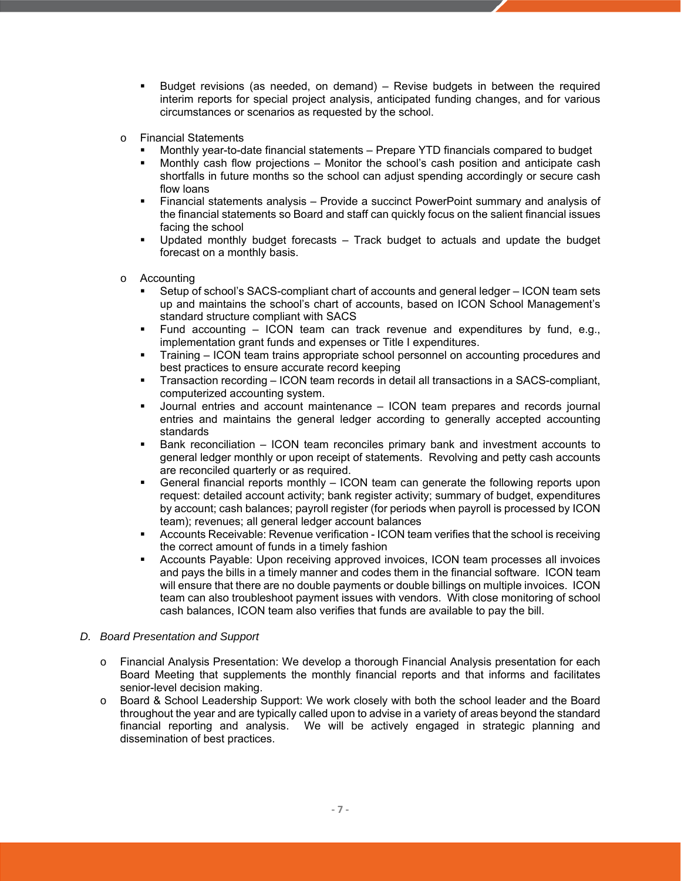- Budget revisions (as needed, on demand) – Revise budgets in between the required interim reports for special project analysis, anticipated funding changes, and for various circumstances or scenarios as requested by the school.

  - Financial Statements
      - Monthly year-to-date financial statements – Prepare YTD financials compared to budget
      - Monthly cash flow projections – Monitor the school's cash position and anticipate cash shortfalls in future months so the school can adjust spending accordingly or secure cash flow loans
      - Financial statements analysis – Provide a succinct PowerPoint summary and analysis of the financial statements so Board and staff can quickly focus on the salient financial issues facing the school
      - Updated monthly budget forecasts – Track budget to actuals and update the budget forecast on a monthly basis.

  - Accounting
      - Setup of school's SACS-compliant chart of accounts and general ledger – ICON team sets up and maintains the school's chart of accounts, based on ICON School Management's standard structure compliant with SACS
      - Fund accounting – ICON team can track revenue and expenditures by fund, e.g., implementation grant funds and expenses or Title I expenditures.
      - Training – ICON team trains appropriate school personnel on accounting procedures and best practices to ensure accurate record keeping
      - Transaction recording – ICON team records in detail all transactions in a SACS-compliant, computerized accounting system.
      - Journal entries and account maintenance – ICON team prepares and records journal entries and maintains the general ledger according to generally accepted accounting standards
      - Bank reconciliation – ICON team reconciles primary bank and investment accounts to general ledger monthly or upon receipt of statements. Revolving and petty cash accounts are reconciled quarterly or as required.
      - General financial reports monthly – ICON team can generate the following reports upon request: detailed account activity; bank register activity; summary of budget, expenditures by account; cash balances; payroll register (for periods when payroll is processed by ICON team); revenues; all general ledger account balances
      - Accounts Receivable: Revenue verification - ICON team verifies that the school is receiving the correct amount of funds in a timely fashion
      - Accounts Payable: Upon receiving approved invoices, ICON team processes all invoices and pays the bills in a timely manner and codes them in the financial software. ICON team will ensure that there are no double payments or double billings on multiple invoices. ICON team can also troubleshoot payment issues with vendors. With close monitoring of school cash balances, ICON team also verifies that funds are available to pay the bill.

*D. Board Presentation and Support*

  - Financial Analysis Presentation: We develop a thorough Financial Analysis presentation for each Board Meeting that supplements the monthly financial reports and that informs and facilitates senior-level decision making.
  - Board & School Leadership Support: We work closely with both the school leader and the Board throughout the year and are typically called upon to advise in a variety of areas beyond the standard financial reporting and analysis. We will be actively engaged in strategic planning and dissemination of best practices.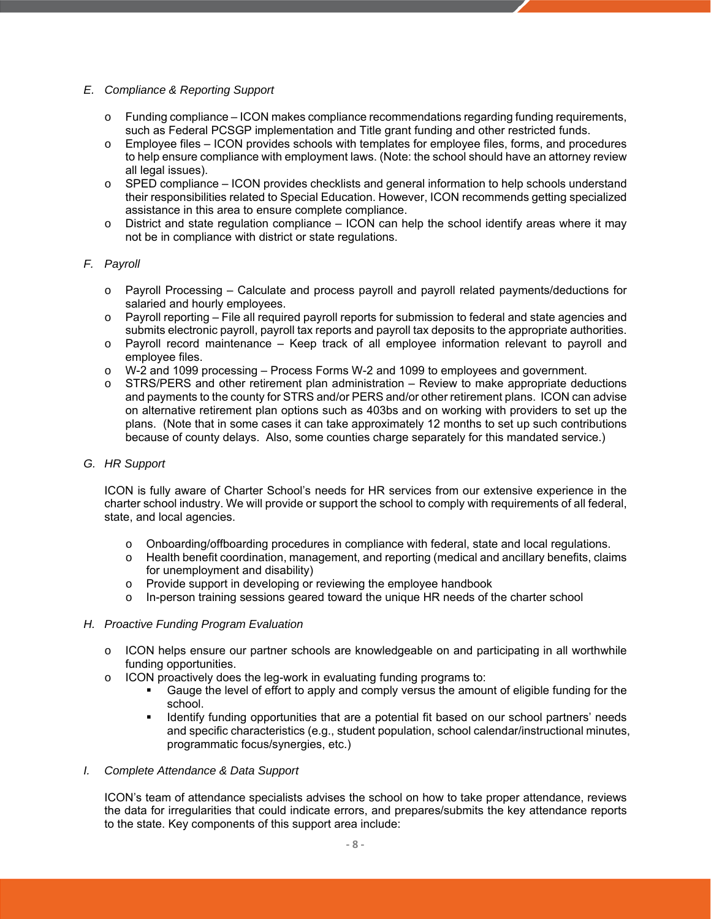*E. Compliance & Reporting Support*

- Funding compliance – ICON makes compliance recommendations regarding funding requirements, such as Federal PCSGP implementation and Title grant funding and other restricted funds.
- Employee files – ICON provides schools with templates for employee files, forms, and procedures to help ensure compliance with employment laws. (Note: the school should have an attorney review all legal issues).
- SPED compliance – ICON provides checklists and general information to help schools understand their responsibilities related to Special Education. However, ICON recommends getting specialized assistance in this area to ensure complete compliance.
- District and state regulation compliance – ICON can help the school identify areas where it may not be in compliance with district or state regulations.

*F. Payroll*

- Payroll Processing – Calculate and process payroll and payroll related payments/deductions for salaried and hourly employees.
- Payroll reporting – File all required payroll reports for submission to federal and state agencies and submits electronic payroll, payroll tax reports and payroll tax deposits to the appropriate authorities.
- Payroll record maintenance – Keep track of all employee information relevant to payroll and employee files.
- W-2 and 1099 processing – Process Forms W-2 and 1099 to employees and government.
- STRS/PERS and other retirement plan administration – Review to make appropriate deductions and payments to the county for STRS and/or PERS and/or other retirement plans. ICON can advise on alternative retirement plan options such as 403bs and on working with providers to set up the plans. (Note that in some cases it can take approximately 12 months to set up such contributions because of county delays. Also, some counties charge separately for this mandated service.)

*G. HR Support*

ICON is fully aware of Charter School's needs for HR services from our extensive experience in the charter school industry. We will provide or support the school to comply with requirements of all federal, state, and local agencies.

- Onboarding/offboarding procedures in compliance with federal, state and local regulations.
- Health benefit coordination, management, and reporting (medical and ancillary benefits, claims for unemployment and disability)
- Provide support in developing or reviewing the employee handbook
- In-person training sessions geared toward the unique HR needs of the charter school

*H. Proactive Funding Program Evaluation*

- ICON helps ensure our partner schools are knowledgeable on and participating in all worthwhile funding opportunities.
- ICON proactively does the leg-work in evaluating funding programs to:
  - Gauge the level of effort to apply and comply versus the amount of eligible funding for the school.
  - Identify funding opportunities that are a potential fit based on our school partners' needs and specific characteristics (e.g., student population, school calendar/instructional minutes, programmatic focus/synergies, etc.)

*I. Complete Attendance & Data Support*

ICON's team of attendance specialists advises the school on how to take proper attendance, reviews the data for irregularities that could indicate errors, and prepares/submits the key attendance reports to the state. Key components of this support area include: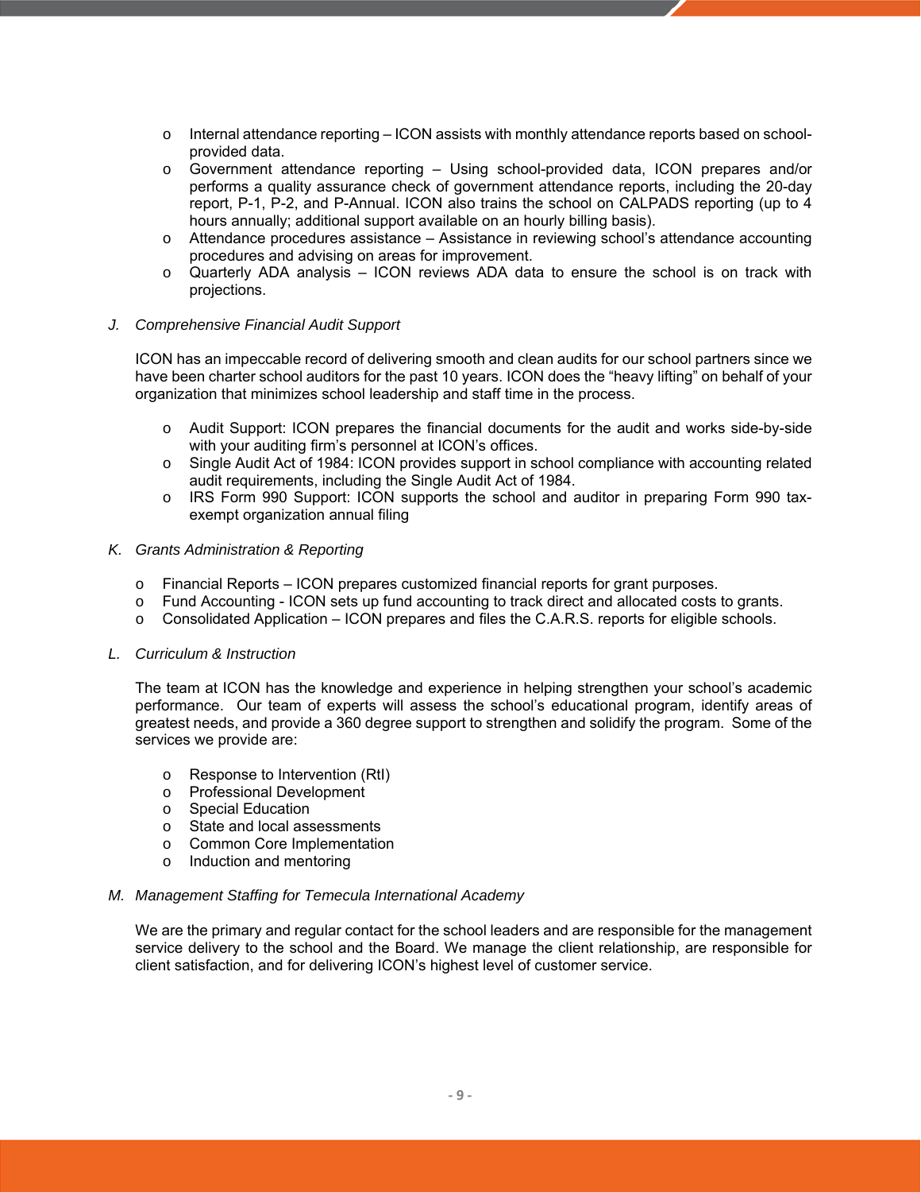- Internal attendance reporting – ICON assists with monthly attendance reports based on school-provided data.
- Government attendance reporting – Using school-provided data, ICON prepares and/or performs a quality assurance check of government attendance reports, including the 20-day report, P-1, P-2, and P-Annual. ICON also trains the school on CALPADS reporting (up to 4 hours annually; additional support available on an hourly billing basis).
- Attendance procedures assistance – Assistance in reviewing school's attendance accounting procedures and advising on areas for improvement.
- Quarterly ADA analysis – ICON reviews ADA data to ensure the school is on track with projections.

*J. Comprehensive Financial Audit Support*

ICON has an impeccable record of delivering smooth and clean audits for our school partners since we have been charter school auditors for the past 10 years. ICON does the "heavy lifting" on behalf of your organization that minimizes school leadership and staff time in the process.

- Audit Support: ICON prepares the financial documents for the audit and works side-by-side with your auditing firm's personnel at ICON's offices.
- Single Audit Act of 1984: ICON provides support in school compliance with accounting related audit requirements, including the Single Audit Act of 1984.
- IRS Form 990 Support: ICON supports the school and auditor in preparing Form 990 tax-exempt organization annual filing

*K. Grants Administration & Reporting*

- Financial Reports – ICON prepares customized financial reports for grant purposes.
- Fund Accounting - ICON sets up fund accounting to track direct and allocated costs to grants.
- Consolidated Application – ICON prepares and files the C.A.R.S. reports for eligible schools.

*L. Curriculum & Instruction*

The team at ICON has the knowledge and experience in helping strengthen your school's academic performance. Our team of experts will assess the school's educational program, identify areas of greatest needs, and provide a 360 degree support to strengthen and solidify the program. Some of the services we provide are:

- Response to Intervention (RtI)
- Professional Development
- Special Education
- State and local assessments
- Common Core Implementation
- Induction and mentoring

*M. Management Staffing for Temecula International Academy*

We are the primary and regular contact for the school leaders and are responsible for the management service delivery to the school and the Board. We manage the client relationship, are responsible for client satisfaction, and for delivering ICON's highest level of customer service.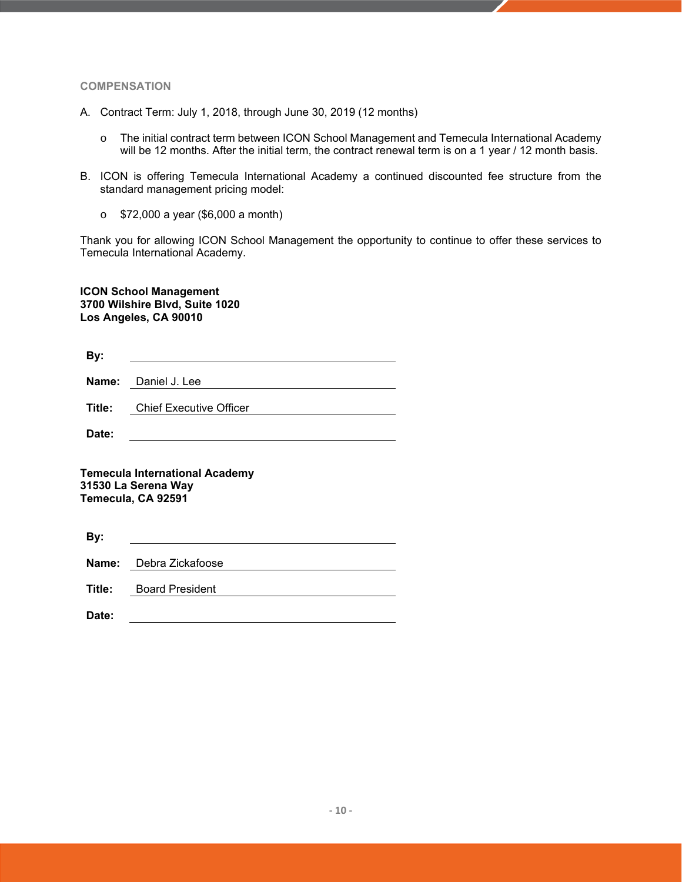## COMPENSATION

A. Contract Term: July 1, 2018, through June 30, 2019 (12 months)

   - The initial contract term between ICON School Management and Temecula International Academy will be 12 months. After the initial term, the contract renewal term is on a 1 year / 12 month basis.

B. ICON is offering Temecula International Academy a continued discounted fee structure from the standard management pricing model:

   - $72,000 a year ($6,000 a month)

Thank you for allowing ICON School Management the opportunity to continue to offer these services to Temecula International Academy.

**ICON School Management**
**3700 Wilshire Blvd, Suite 1020**
**Los Angeles, CA 90010**

**By:** ______________________________

**Name:** Daniel J. Lee

**Title:** Chief Executive Officer

**Date:** ______________________________

**Temecula International Academy**
**31530 La Serena Way**
**Temecula, CA 92591**

**By:** ______________________________

**Name:** Debra Zickafoose

**Title:** Board President

**Date:** ______________________________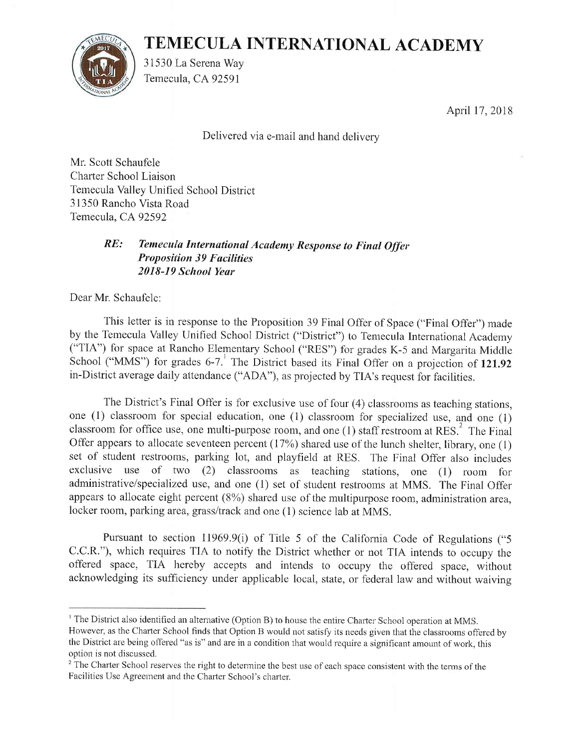# TEMECULA INTERNATIONAL ACADEMY

31530 La Serena Way
Temecula, CA 92591

April 17, 2018

Delivered via e-mail and hand delivery

Mr. Scott Schaufele
Charter School Liaison
Temecula Valley Unified School District
31350 Rancho Vista Road
Temecula, CA 92592

> ***RE: Temecula International Academy Response to Final Offer***
> ***Proposition 39 Facilities***
> ***2018-19 School Year***

Dear Mr. Schaufele:

This letter is in response to the Proposition 39 Final Offer of Space ("Final Offer") made by the Temecula Valley Unified School District ("District") to Temecula International Academy ("TIA") for space at Rancho Elementary School ("RES") for grades K-5 and Margarita Middle School ("MMS") for grades 6-7.[1] The District based its Final Offer on a projection of **121.92** in-District average daily attendance ("ADA"), as projected by TIA's request for facilities.

The District's Final Offer is for exclusive use of four (4) classrooms as teaching stations, one (1) classroom for special education, one (1) classroom for specialized use, and one (1) classroom for office use, one multi-purpose room, and one (1) staff restroom at RES.[2] The Final Offer appears to allocate seventeen percent (17%) shared use of the lunch shelter, library, one (1) set of student restrooms, parking lot, and playfield at RES. The Final Offer also includes exclusive use of two (2) classrooms as teaching stations, one (1) room for administrative/specialized use, and one (1) set of student restrooms at MMS. The Final Offer appears to allocate eight percent (8%) shared use of the multipurpose room, administration area, locker room, parking area, grass/track and one (1) science lab at MMS.

Pursuant to section 11969.9(i) of Title 5 of the California Code of Regulations ("5 C.C.R."), which requires TIA to notify the District whether or not TIA intends to occupy the offered space, TIA hereby accepts and intends to occupy the offered space, without acknowledging its sufficiency under applicable local, state, or federal law and without waiving

---

[1] The District also identified an alternative (Option B) to house the entire Charter School operation at MMS. However, as the Charter School finds that Option B would not satisfy its needs given that the classrooms offered by the District are being offered "as is" and are in a condition that would require a significant amount of work, this option is not discussed.

[2] The Charter School reserves the right to determine the best use of each space consistent with the terms of the Facilities Use Agreement and the Charter School's charter.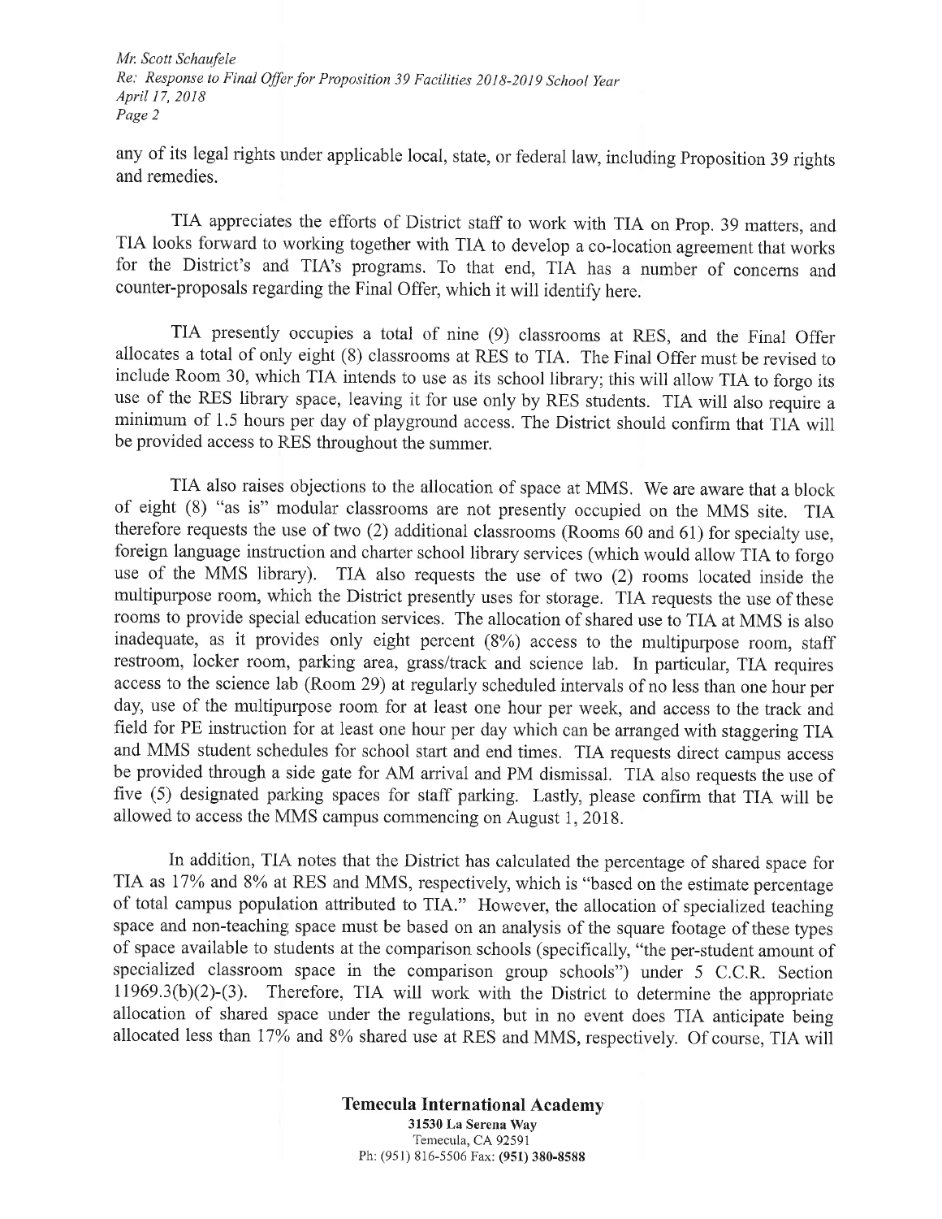any of its legal rights under applicable local, state, or federal law, including Proposition 39 rights and remedies.

TIA appreciates the efforts of District staff to work with TIA on Prop. 39 matters, and TIA looks forward to working together with TIA to develop a co-location agreement that works for the District's and TIA's programs. To that end, TIA has a number of concerns and counter-proposals regarding the Final Offer, which it will identify here.

TIA presently occupies a total of nine (9) classrooms at RES, and the Final Offer allocates a total of only eight (8) classrooms at RES to TIA. The Final Offer must be revised to include Room 30, which TIA intends to use as its school library; this will allow TIA to forgo its use of the RES library space, leaving it for use only by RES students. TIA will also require a minimum of 1.5 hours per day of playground access. The District should confirm that TIA will be provided access to RES throughout the summer.

TIA also raises objections to the allocation of space at MMS. We are aware that a block of eight (8) "as is" modular classrooms are not presently occupied on the MMS site. TIA therefore requests the use of two (2) additional classrooms (Rooms 60 and 61) for specialty use, foreign language instruction and charter school library services (which would allow TIA to forgo use of the MMS library). TIA also requests the use of two (2) rooms located inside the multipurpose room, which the District presently uses for storage. TIA requests the use of these rooms to provide special education services. The allocation of shared use to TIA at MMS is also inadequate, as it provides only eight percent (8%) access to the multipurpose room, staff restroom, locker room, parking area, grass/track and science lab. In particular, TIA requires access to the science lab (Room 29) at regularly scheduled intervals of no less than one hour per day, use of the multipurpose room for at least one hour per week, and access to the track and field for PE instruction for at least one hour per day which can be arranged with staggering TIA and MMS student schedules for school start and end times. TIA requests direct campus access be provided through a side gate for AM arrival and PM dismissal. TIA also requests the use of five (5) designated parking spaces for staff parking. Lastly, please confirm that TIA will be allowed to access the MMS campus commencing on August 1, 2018.

In addition, TIA notes that the District has calculated the percentage of shared space for TIA as 17% and 8% at RES and MMS, respectively, which is "based on the estimate percentage of total campus population attributed to TIA." However, the allocation of specialized teaching space and non-teaching space must be based on an analysis of the square footage of these types of space available to students at the comparison schools (specifically, "the per-student amount of specialized classroom space in the comparison group schools") under 5 C.C.R. Section 11969.3(b)(2)-(3). Therefore, TIA will work with the District to determine the appropriate allocation of shared space under the regulations, but in no event does TIA anticipate being allocated less than 17% and 8% shared use at RES and MMS, respectively. Of course, TIA will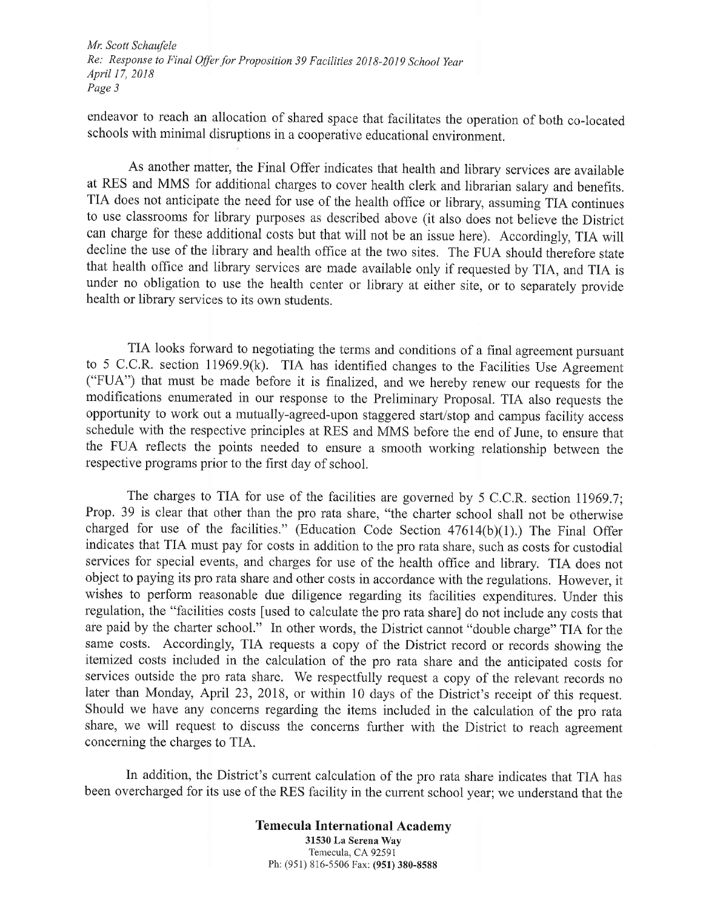endeavor to reach an allocation of shared space that facilitates the operation of both co-located schools with minimal disruptions in a cooperative educational environment.

As another matter, the Final Offer indicates that health and library services are available at RES and MMS for additional charges to cover health clerk and librarian salary and benefits. TIA does not anticipate the need for use of the health office or library, assuming TIA continues to use classrooms for library purposes as described above (it also does not believe the District can charge for these additional costs but that will not be an issue here). Accordingly, TIA will decline the use of the library and health office at the two sites. The FUA should therefore state that health office and library services are made available only if requested by TIA, and TIA is under no obligation to use the health center or library at either site, or to separately provide health or library services to its own students.

TIA looks forward to negotiating the terms and conditions of a final agreement pursuant to 5 C.C.R. section 11969.9(k). TIA has identified changes to the Facilities Use Agreement ("FUA") that must be made before it is finalized, and we hereby renew our requests for the modifications enumerated in our response to the Preliminary Proposal. TIA also requests the opportunity to work out a mutually-agreed-upon staggered start/stop and campus facility access schedule with the respective principles at RES and MMS before the end of June, to ensure that the FUA reflects the points needed to ensure a smooth working relationship between the respective programs prior to the first day of school.

The charges to TIA for use of the facilities are governed by 5 C.C.R. section 11969.7; Prop. 39 is clear that other than the pro rata share, "the charter school shall not be otherwise charged for use of the facilities." (Education Code Section 47614(b)(1).) The Final Offer indicates that TIA must pay for costs in addition to the pro rata share, such as costs for custodial services for special events, and charges for use of the health office and library. TIA does not object to paying its pro rata share and other costs in accordance with the regulations. However, it wishes to perform reasonable due diligence regarding its facilities expenditures. Under this regulation, the "facilities costs [used to calculate the pro rata share] do not include any costs that are paid by the charter school." In other words, the District cannot "double charge" TIA for the same costs. Accordingly, TIA requests a copy of the District record or records showing the itemized costs included in the calculation of the pro rata share and the anticipated costs for services outside the pro rata share. We respectfully request a copy of the relevant records no later than Monday, April 23, 2018, or within 10 days of the District's receipt of this request. Should we have any concerns regarding the items included in the calculation of the pro rata share, we will request to discuss the concerns further with the District to reach agreement concerning the charges to TIA.

In addition, the District's current calculation of the pro rata share indicates that TIA has been overcharged for its use of the RES facility in the current school year; we understand that the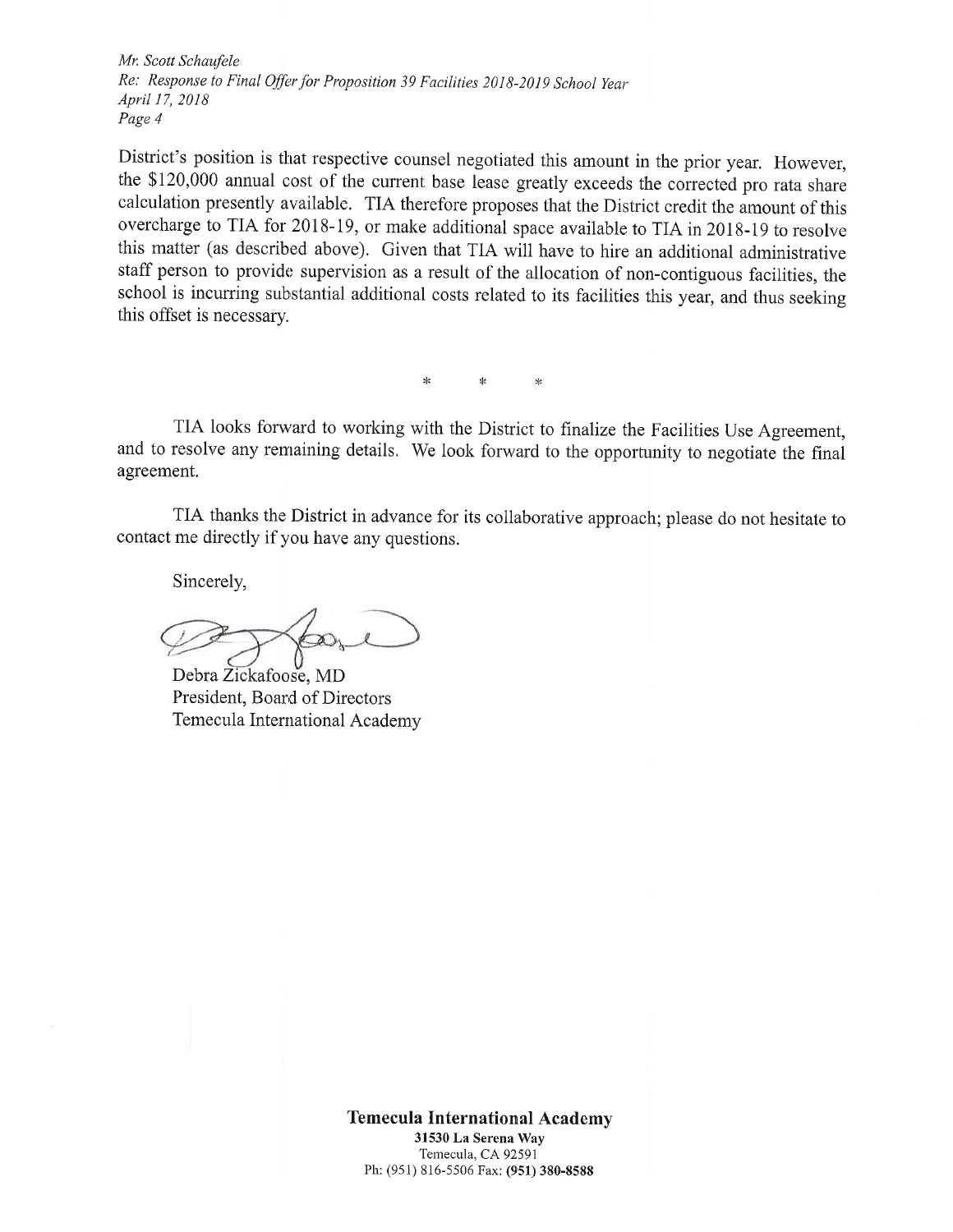District's position is that respective counsel negotiated this amount in the prior year. However, the $120,000 annual cost of the current base lease greatly exceeds the corrected pro rata share calculation presently available. TIA therefore proposes that the District credit the amount of this overcharge to TIA for 2018-19, or make additional space available to TIA in 2018-19 to resolve this matter (as described above). Given that TIA will have to hire an additional administrative staff person to provide supervision as a result of the allocation of non-contiguous facilities, the school is incurring substantial additional costs related to its facilities this year, and thus seeking this offset is necessary.

\* \* \*

TIA looks forward to working with the District to finalize the Facilities Use Agreement, and to resolve any remaining details. We look forward to the opportunity to negotiate the final agreement.

TIA thanks the District in advance for its collaborative approach; please do not hesitate to contact me directly if you have any questions.

Sincerely,

Debra Zickafoose, MD
President, Board of Directors
Temecula International Academy

**Temecula International Academy**
**31530 La Serena Way**
Temecula, CA 92591
Ph: (951) 816-5506 Fax: **(951) 380-8588**